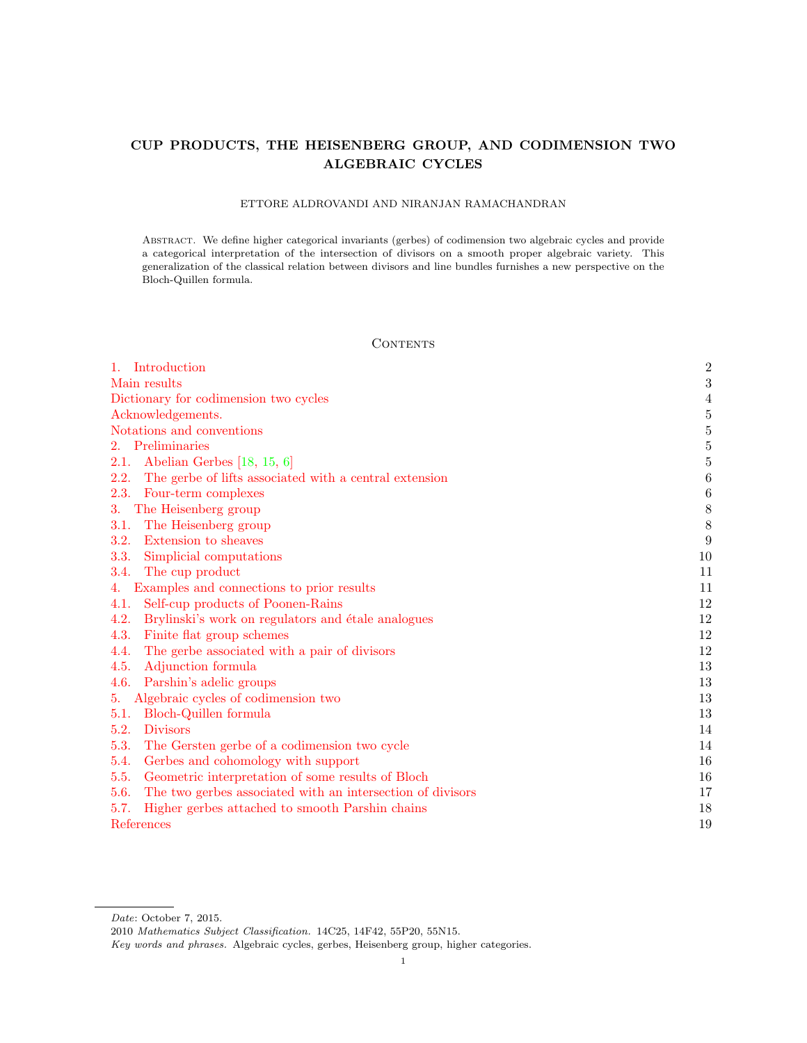# CUP PRODUCTS, THE HEISENBERG GROUP, AND CODIMENSION TWO ALGEBRAIC CYCLES

ETTORE ALDROVANDI AND NIRANJAN RAMACHANDRAN

Abstract. We define higher categorical invariants (gerbes) of codimension two algebraic cycles and provide a categorical interpretation of the intersection of divisors on a smooth proper algebraic variety. This generalization of the classical relation between divisors and line bundles furnishes a new perspective on the Bloch-Quillen formula.

## Contents

| | |
|---|---|
| 1. Introduction | 2 |
| Main results | 3 |
| Dictionary for codimension two cycles | 4 |
| Acknowledgements. | 5 |
| Notations and conventions | 5 |
| 2. Preliminaries | 5 |
| 2.1. Abelian Gerbes [18, 15, 6] | 5 |
| 2.2. The gerbe of lifts associated with a central extension | 6 |
| 2.3. Four-term complexes | 6 |
| 3. The Heisenberg group | 8 |
| 3.1. The Heisenberg group | 8 |
| 3.2. Extension to sheaves | 9 |
| 3.3. Simplicial computations | 10 |
| 3.4. The cup product | 11 |
| 4. Examples and connections to prior results | 11 |
| 4.1. Self-cup products of Poonen-Rains | 12 |
| 4.2. Brylinski's work on regulators and étale analogues | 12 |
| 4.3. Finite flat group schemes | 12 |
| 4.4. The gerbe associated with a pair of divisors | 12 |
| 4.5. Adjunction formula | 13 |
| 4.6. Parshin's adelic groups | 13 |
| 5. Algebraic cycles of codimension two | 13 |
| 5.1. Bloch-Quillen formula | 13 |
| 5.2. Divisors | 14 |
| 5.3. The Gersten gerbe of a codimension two cycle | 14 |
| 5.4. Gerbes and cohomology with support | 16 |
| 5.5. Geometric interpretation of some results of Bloch | 16 |
| 5.6. The two gerbes associated with an intersection of divisors | 17 |
| 5.7. Higher gerbes attached to smooth Parshin chains | 18 |
| References | 19 |

*Date*: October 7, 2015.

2010 *Mathematics Subject Classification.* 14C25, 14F42, 55P20, 55N15.

*Key words and phrases.* Algebraic cycles, gerbes, Heisenberg group, higher categories.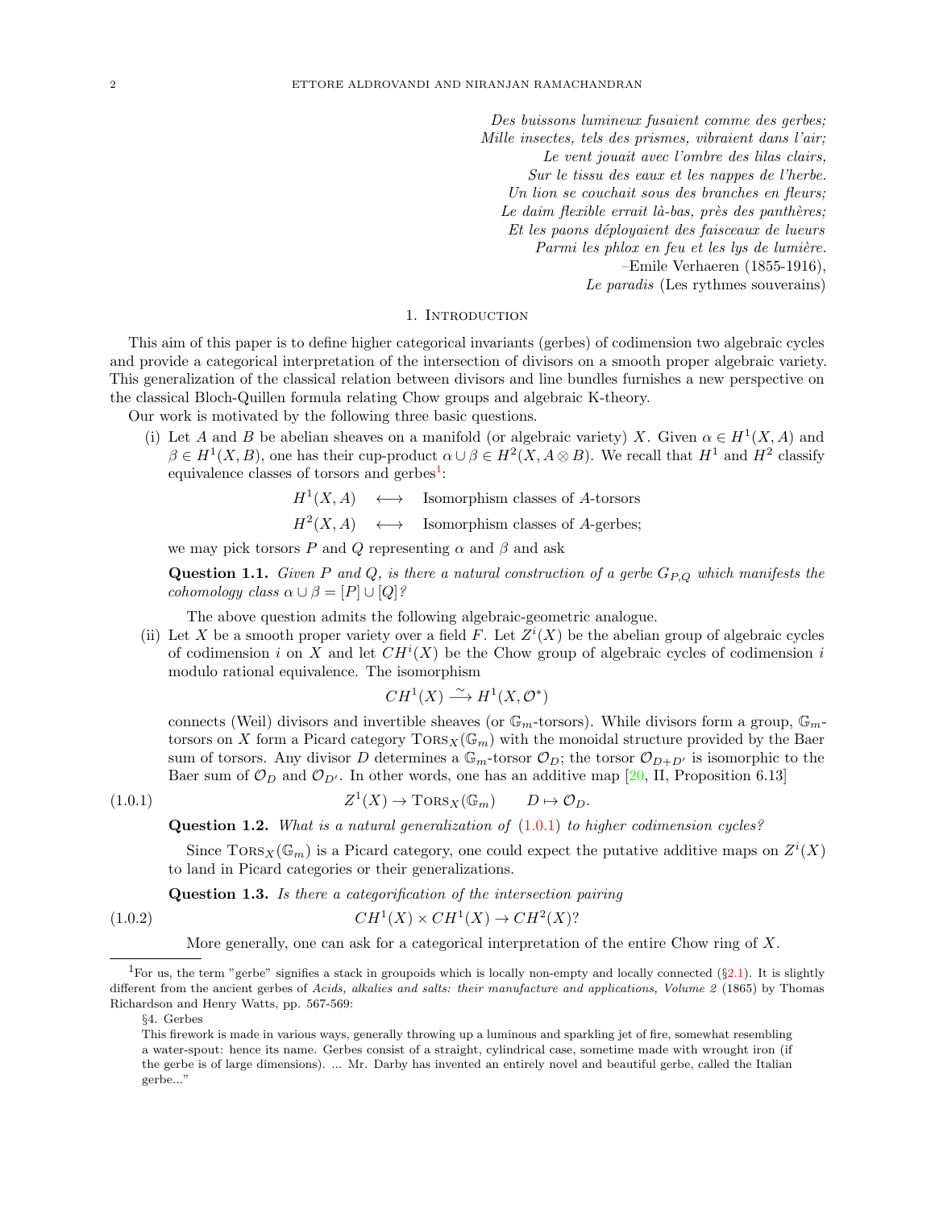*Des buissons lumineux fusaient comme des gerbes;*
*Mille insectes, tels des prismes, vibraient dans l'air;*
*Le vent jouait avec l'ombre des lilas clairs,*
*Sur le tissu des eaux et les nappes de l'herbe.*
*Un lion se couchait sous des branches en fleurs;*
*Le daim flexible errait là-bas, près des panthères;*
*Et les paons déployaient des faisceaux de lueurs*
*Parmi les phlox en feu et les lys de lumière.*
–Emile Verhaeren (1855-1916),
*Le paradis* (Les rythmes souverains)

## 1. Introduction

This aim of this paper is to define higher categorical invariants (gerbes) of codimension two algebraic cycles and provide a categorical interpretation of the intersection of divisors on a smooth proper algebraic variety. This generalization of the classical relation between divisors and line bundles furnishes a new perspective on the classical Bloch-Quillen formula relating Chow groups and algebraic K-theory.

Our work is motivated by the following three basic questions.

(i) Let $A$ and $B$ be abelian sheaves on a manifold (or algebraic variety) $X$. Given $\alpha \in H^1(X, A)$ and $\beta \in H^1(X, B)$, one has their cup-product $\alpha \cup \beta \in H^2(X, A \otimes B)$. We recall that $H^1$ and $H^2$ classify equivalence classes of torsors and gerbes[1]:

$$H^1(X, A) \quad \longleftrightarrow \quad \text{Isomorphism classes of } A\text{-torsors}$$
$$H^2(X, A) \quad \longleftrightarrow \quad \text{Isomorphism classes of } A\text{-gerbes;}$$

we may pick torsors $P$ and $Q$ representing $\alpha$ and $\beta$ and ask

**Question 1.1.** *Given $P$ and $Q$, is there a natural construction of a gerbe $G_{P,Q}$ which manifests the cohomology class $\alpha \cup \beta = [P] \cup [Q]$?*

The above question admits the following algebraic-geometric analogue.

(ii) Let $X$ be a smooth proper variety over a field $F$. Let $Z^i(X)$ be the abelian group of algebraic cycles of codimension $i$ on $X$ and let $CH^i(X)$ be the Chow group of algebraic cycles of codimension $i$ modulo rational equivalence. The isomorphism

$$CH^1(X) \xrightarrow{\sim} H^1(X, \mathcal{O}^*)$$

connects (Weil) divisors and invertible sheaves (or $\mathbb{G}_m$-torsors). While divisors form a group, $\mathbb{G}_m$-torsors on $X$ form a Picard category $\mathrm{TORS}_X(\mathbb{G}_m)$ with the monoidal structure provided by the Baer sum of torsors. Any divisor $D$ determines a $\mathbb{G}_m$-torsor $\mathcal{O}_D$; the torsor $\mathcal{O}_{D+D'}$ is isomorphic to the Baer sum of $\mathcal{O}_D$ and $\mathcal{O}_{D'}$. In other words, one has an additive map [20, II, Proposition 6.13]

$$Z^1(X) \to \mathrm{TORS}_X(\mathbb{G}_m) \qquad D \mapsto \mathcal{O}_D. \tag{1.0.1}$$

**Question 1.2.** *What is a natural generalization of (1.0.1) to higher codimension cycles?*

Since $\mathrm{TORS}_X(\mathbb{G}_m)$ is a Picard category, one could expect the putative additive maps on $Z^i(X)$ to land in Picard categories or their generalizations.

**Question 1.3.** *Is there a categorification of the intersection pairing*

$$CH^1(X) \times CH^1(X) \to CH^2(X)? \tag{1.0.2}$$

More generally, one can ask for a categorical interpretation of the entire Chow ring of $X$.

---

[1] For us, the term "gerbe" signifies a stack in groupoids which is locally non-empty and locally connected (§2.1). It is slightly different from the ancient gerbes of *Acids, alkalies and salts: their manufacture and applications, Volume 2* (1865) by Thomas Richardson and Henry Watts, pp. 567-569:

§4. Gerbes
This firework is made in various ways, generally throwing up a luminous and sparkling jet of fire, somewhat resembling a water-spout: hence its name. Gerbes consist of a straight, cylindrical case, sometime made with wrought iron (if the gerbe is of large dimensions). ... Mr. Darby has invented an entirely novel and beautiful gerbe, called the Italian gerbe..."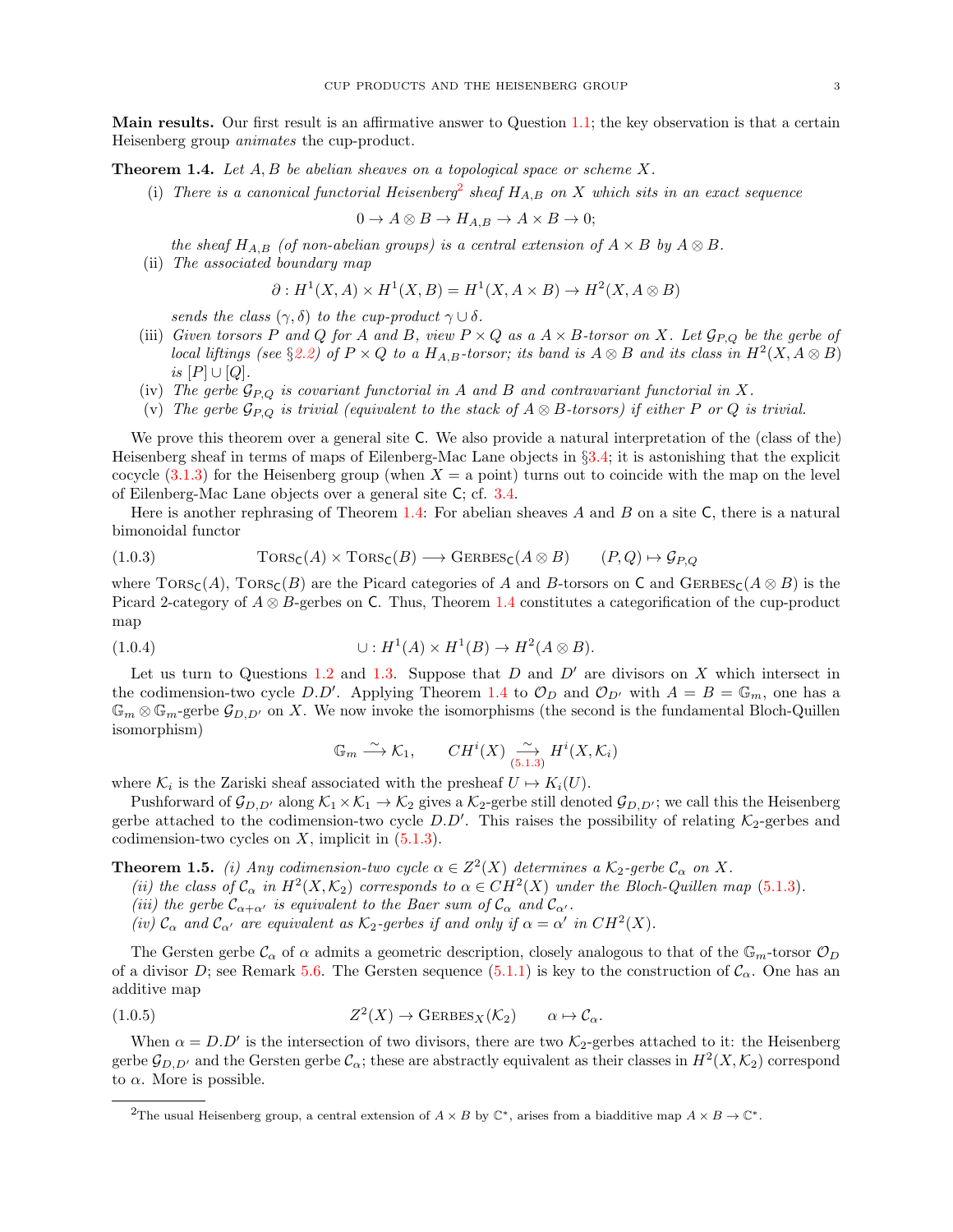**Main results.** Our first result is an affirmative answer to Question 1.1; the key observation is that a certain Heisenberg group *animates* the cup-product.

**Theorem 1.4.** *Let $A, B$ be abelian sheaves on a topological space or scheme $X$.*

(i) *There is a canonical functorial Heisenberg*[2] *sheaf $H_{A,B}$ on $X$ which sits in an exact sequence*

$$0 \to A \otimes B \to H_{A,B} \to A \times B \to 0;$$

*the sheaf $H_{A,B}$ (of non-abelian groups) is a central extension of $A \times B$ by $A \otimes B$.*

(ii) *The associated boundary map*

$$\partial : H^1(X, A) \times H^1(X, B) = H^1(X, A \times B) \to H^2(X, A \otimes B)$$

*sends the class $(\gamma, \delta)$ to the cup-product $\gamma \cup \delta$.*

(iii) *Given torsors $P$ and $Q$ for $A$ and $B$, view $P \times Q$ as a $A \times B$-torsor on $X$. Let $\mathcal{G}_{P,Q}$ be the gerbe of local liftings (see §2.2) of $P \times Q$ to a $H_{A,B}$-torsor; its band is $A \otimes B$ and its class in $H^2(X, A \otimes B)$ is $[P] \cup [Q]$.*

(iv) *The gerbe $\mathcal{G}_{P,Q}$ is covariant functorial in $A$ and $B$ and contravariant functorial in $X$.*

(v) *The gerbe $\mathcal{G}_{P,Q}$ is trivial (equivalent to the stack of $A \otimes B$-torsors) if either $P$ or $Q$ is trivial.*

We prove this theorem over a general site $\mathsf{C}$. We also provide a natural interpretation of the (class of the) Heisenberg sheaf in terms of maps of Eilenberg-Mac Lane objects in §3.4; it is astonishing that the explicit cocycle (3.1.3) for the Heisenberg group (when $X$ = a point) turns out to coincide with the map on the level of Eilenberg-Mac Lane objects over a general site $\mathsf{C}$; cf. 3.4.

Here is another rephrasing of Theorem 1.4: For abelian sheaves $A$ and $B$ on a site $\mathsf{C}$, there is a natural bimonoidal functor

$$\text{(1.0.3)} \qquad \mathrm{T{\small ORS}}_{\mathsf{C}}(A) \times \mathrm{T{\small ORS}}_{\mathsf{C}}(B) \longrightarrow \mathrm{G{\small ERBES}}_{\mathsf{C}}(A \otimes B) \qquad (P, Q) \mapsto \mathcal{G}_{P,Q}$$

where $\mathrm{T{\small ORS}}_{\mathsf{C}}(A)$, $\mathrm{T{\small ORS}}_{\mathsf{C}}(B)$ are the Picard categories of $A$ and $B$-torsors on $\mathsf{C}$ and $\mathrm{G{\small ERBES}}_{\mathsf{C}}(A \otimes B)$ is the Picard 2-category of $A \otimes B$-gerbes on $\mathsf{C}$. Thus, Theorem 1.4 constitutes a categorification of the cup-product map

$$\text{(1.0.4)} \qquad \cup : H^1(A) \times H^1(B) \to H^2(A \otimes B).$$

Let us turn to Questions 1.2 and 1.3. Suppose that $D$ and $D'$ are divisors on $X$ which intersect in the codimension-two cycle $D.D'$. Applying Theorem 1.4 to $\mathcal{O}_D$ and $\mathcal{O}_{D'}$ with $A = B = \mathbb{G}_m$, one has a $\mathbb{G}_m \otimes \mathbb{G}_m$-gerbe $\mathcal{G}_{D,D'}$ on $X$. We now invoke the isomorphisms (the second is the fundamental Bloch-Quillen isomorphism)

$$\mathbb{G}_m \xrightarrow{\sim} \mathcal{K}_1, \qquad CH^i(X) \underset{(5.1.3)}{\xrightarrow{\sim}} H^i(X, \mathcal{K}_i)$$

where $\mathcal{K}_i$ is the Zariski sheaf associated with the presheaf $U \mapsto K_i(U)$.

Pushforward of $\mathcal{G}_{D,D'}$ along $\mathcal{K}_1 \times \mathcal{K}_1 \to \mathcal{K}_2$ gives a $\mathcal{K}_2$-gerbe still denoted $\mathcal{G}_{D,D'}$; we call this the Heisenberg gerbe attached to the codimension-two cycle $D.D'$. This raises the possibility of relating $\mathcal{K}_2$-gerbes and codimension-two cycles on $X$, implicit in (5.1.3).

**Theorem 1.5.** *(i) Any codimension-two cycle $\alpha \in Z^2(X)$ determines a $\mathcal{K}_2$-gerbe $\mathcal{C}_\alpha$ on $X$.*
*(ii) the class of $\mathcal{C}_\alpha$ in $H^2(X, \mathcal{K}_2)$ corresponds to $\alpha \in CH^2(X)$ under the Bloch-Quillen map (5.1.3).*
*(iii) the gerbe $\mathcal{C}_{\alpha+\alpha'}$ is equivalent to the Baer sum of $\mathcal{C}_\alpha$ and $\mathcal{C}_{\alpha'}$.*
*(iv) $\mathcal{C}_\alpha$ and $\mathcal{C}_{\alpha'}$ are equivalent as $\mathcal{K}_2$-gerbes if and only if $\alpha = \alpha'$ in $CH^2(X)$.*

The Gersten gerbe $\mathcal{C}_\alpha$ of $\alpha$ admits a geometric description, closely analogous to that of the $\mathbb{G}_m$-torsor $\mathcal{O}_D$ of a divisor $D$; see Remark 5.6. The Gersten sequence (5.1.1) is key to the construction of $\mathcal{C}_\alpha$. One has an additive map

$$\text{(1.0.5)} \qquad Z^2(X) \to \mathrm{G{\small ERBES}}_X(\mathcal{K}_2) \qquad \alpha \mapsto \mathcal{C}_\alpha.$$

When $\alpha = D.D'$ is the intersection of two divisors, there are two $\mathcal{K}_2$-gerbes attached to it: the Heisenberg gerbe $\mathcal{G}_{D,D'}$ and the Gersten gerbe $\mathcal{C}_\alpha$; these are abstractly equivalent as their classes in $H^2(X, \mathcal{K}_2)$ correspond to $\alpha$. More is possible.

---

[2] The usual Heisenberg group, a central extension of $A \times B$ by $\mathbb{C}^*$, arises from a biadditive map $A \times B \to \mathbb{C}^*$.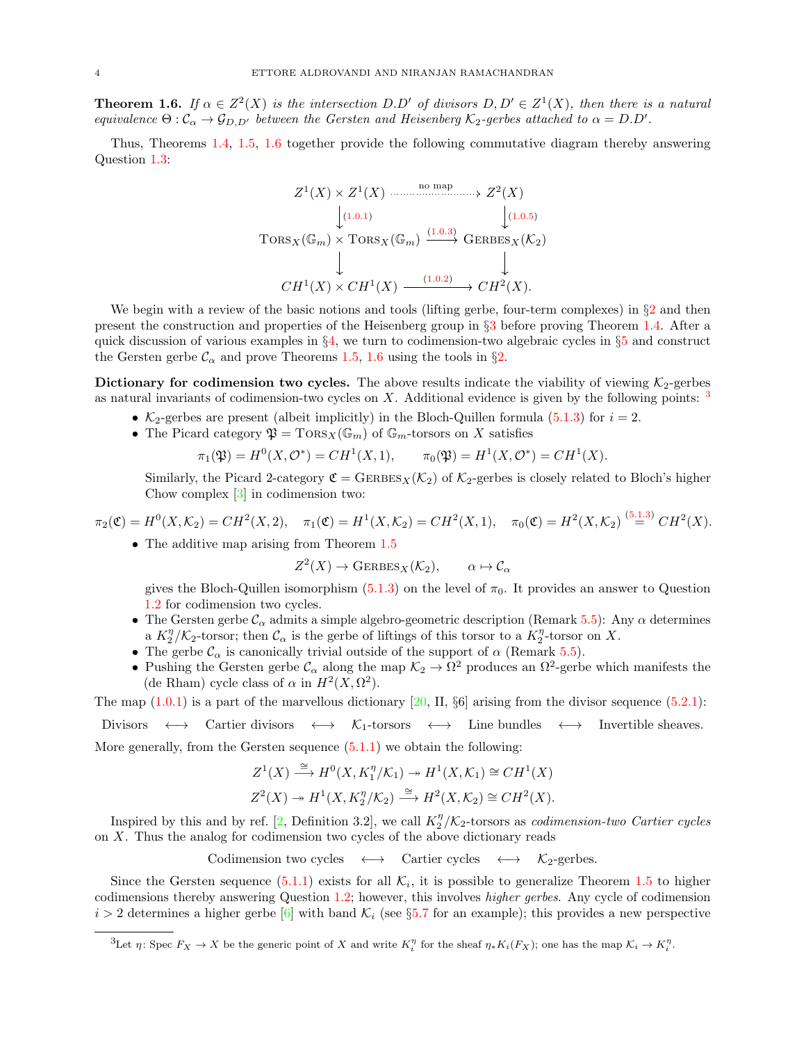**Theorem 1.6.** *If $\alpha \in Z^2(X)$ is the intersection $D.D'$ of divisors $D, D' \in Z^1(X)$, then there is a natural equivalence $\Theta : \mathcal{C}_\alpha \to \mathcal{G}_{D,D'}$ between the Gersten and Heisenberg $\mathcal{K}_2$-gerbes attached to $\alpha = D.D'$.*

Thus, Theorems 1.4, 1.5, 1.6 together provide the following commutative diagram thereby answering Question 1.3:

$$
\begin{array}{ccc}
Z^1(X) \times Z^1(X) & \overset{\text{no map}}{\dashrightarrow} & Z^2(X) \\
\downarrow{\scriptstyle (1.0.1)} & & \downarrow{\scriptstyle (1.0.5)} \\
\mathrm{TORS}_X(\mathbb{G}_m) \times \mathrm{TORS}_X(\mathbb{G}_m) & \xrightarrow{(1.0.3)} & \mathrm{GERBES}_X(\mathcal{K}_2) \\
\downarrow & & \downarrow \\
CH^1(X) \times CH^1(X) & \xrightarrow{(1.0.2)} & CH^2(X).
\end{array}
$$

We begin with a review of the basic notions and tools (lifting gerbe, four-term complexes) in §2 and then present the construction and properties of the Heisenberg group in §3 before proving Theorem 1.4. After a quick discussion of various examples in §4, we turn to codimension-two algebraic cycles in §5 and construct the Gersten gerbe $\mathcal{C}_\alpha$ and prove Theorems 1.5, 1.6 using the tools in §2.

**Dictionary for codimension two cycles.** The above results indicate the viability of viewing $\mathcal{K}_2$-gerbes as natural invariants of codimension-two cycles on $X$. Additional evidence is given by the following points: [3]

- $\mathcal{K}_2$-gerbes are present (albeit implicitly) in the Bloch-Quillen formula (5.1.3) for $i = 2$.
- The Picard category $\mathfrak{P} = \mathrm{TORS}_X(\mathbb{G}_m)$ of $\mathbb{G}_m$-torsors on $X$ satisfies
$$\pi_1(\mathfrak{P}) = H^0(X, \mathcal{O}^*) = CH^1(X, 1), \qquad \pi_0(\mathfrak{P}) = H^1(X, \mathcal{O}^*) = CH^1(X).$$
Similarly, the Picard 2-category $\mathfrak{C} = \mathrm{GERBES}_X(\mathcal{K}_2)$ of $\mathcal{K}_2$-gerbes is closely related to Bloch's higher Chow complex [3] in codimension two:
$$\pi_2(\mathfrak{C}) = H^0(X, \mathcal{K}_2) = CH^2(X, 2), \quad \pi_1(\mathfrak{C}) = H^1(X, \mathcal{K}_2) = CH^2(X, 1), \quad \pi_0(\mathfrak{C}) = H^2(X, \mathcal{K}_2) \overset{(5.1.3)}{=} CH^2(X).$$
- The additive map arising from Theorem 1.5
$$Z^2(X) \to \mathrm{GERBES}_X(\mathcal{K}_2), \qquad \alpha \mapsto \mathcal{C}_\alpha$$
gives the Bloch-Quillen isomorphism (5.1.3) on the level of $\pi_0$. It provides an answer to Question 1.2 for codimension two cycles.
- The Gersten gerbe $\mathcal{C}_\alpha$ admits a simple algebro-geometric description (Remark 5.5): Any $\alpha$ determines a $K_2^\eta/\mathcal{K}_2$-torsor; then $\mathcal{C}_\alpha$ is the gerbe of liftings of this torsor to a $K_2^\eta$-torsor on $X$.
- The gerbe $\mathcal{C}_\alpha$ is canonically trivial outside of the support of $\alpha$ (Remark 5.5).
- Pushing the Gersten gerbe $\mathcal{C}_\alpha$ along the map $\mathcal{K}_2 \to \Omega^2$ produces an $\Omega^2$-gerbe which manifests the (de Rham) cycle class of $\alpha$ in $H^2(X, \Omega^2)$.

The map (1.0.1) is a part of the marvellous dictionary [20, II, §6] arising from the divisor sequence (5.2.1):

$$\text{Divisors} \quad \longleftrightarrow \quad \text{Cartier divisors} \quad \longleftrightarrow \quad \mathcal{K}_1\text{-torsors} \quad \longleftrightarrow \quad \text{Line bundles} \quad \longleftrightarrow \quad \text{Invertible sheaves.}$$

More generally, from the Gersten sequence (5.1.1) we obtain the following:

$$Z^1(X) \xrightarrow{\cong} H^0(X, K_1^\eta/\mathcal{K}_1) \twoheadrightarrow H^1(X, \mathcal{K}_1) \cong CH^1(X)$$
$$Z^2(X) \twoheadrightarrow H^1(X, K_2^\eta/\mathcal{K}_2) \xrightarrow{\cong} H^2(X, \mathcal{K}_2) \cong CH^2(X).$$

Inspired by this and by ref. [2, Definition 3.2], we call $K_2^\eta/\mathcal{K}_2$-torsors as *codimension-two Cartier cycles* on $X$. Thus the analog for codimension two cycles of the above dictionary reads

$$\text{Codimension two cycles} \quad \longleftrightarrow \quad \text{Cartier cycles} \quad \longleftrightarrow \quad \mathcal{K}_2\text{-gerbes.}$$

Since the Gersten sequence (5.1.1) exists for all $\mathcal{K}_i$, it is possible to generalize Theorem 1.5 to higher codimensions thereby answering Question 1.2; however, this involves *higher gerbes*. Any cycle of codimension $i > 2$ determines a higher gerbe [6] with band $\mathcal{K}_i$ (see §5.7 for an example); this provides a new perspective

---

[3] Let $\eta$: Spec $F_X \to X$ be the generic point of $X$ and write $K_i^\eta$ for the sheaf $\eta_* K_i(F_X)$; one has the map $\mathcal{K}_i \to K_i^\eta$.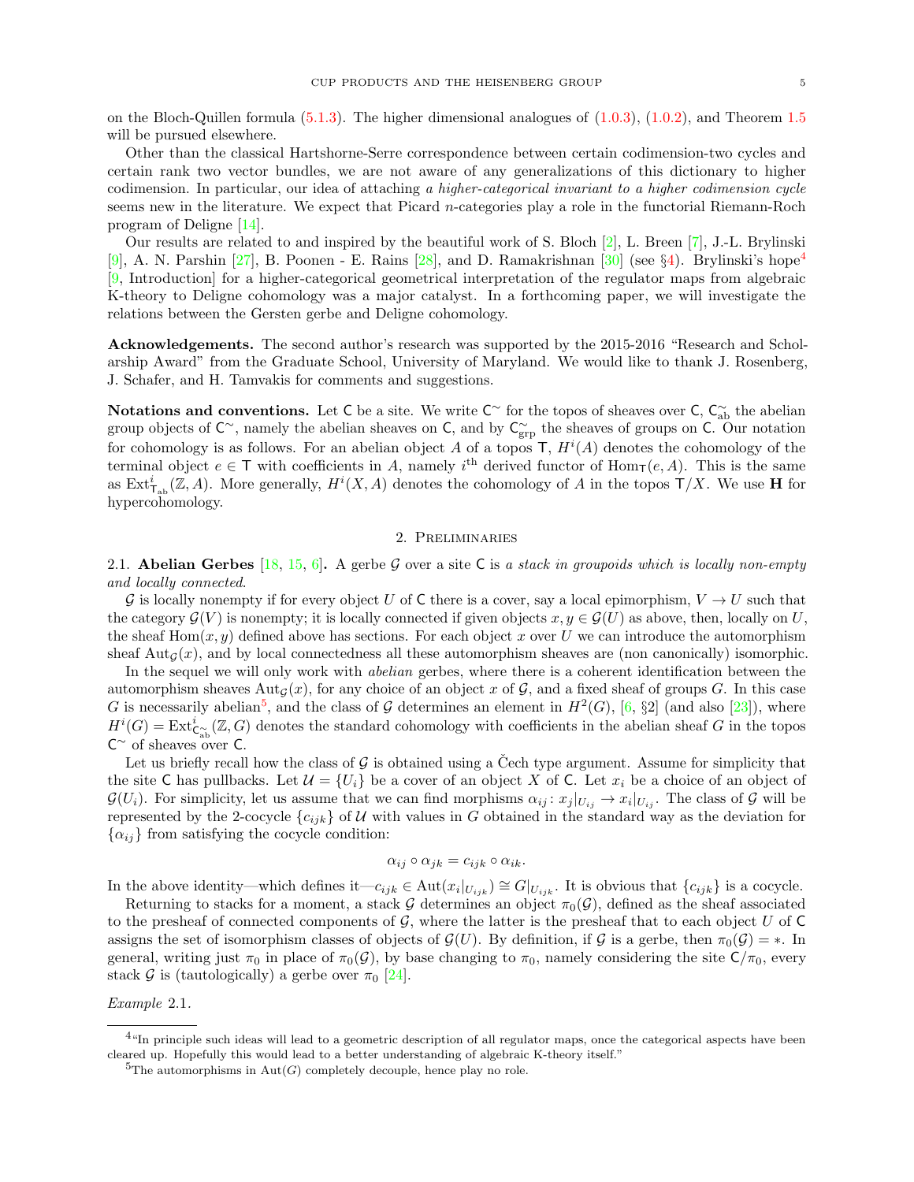on the Bloch-Quillen formula (5.1.3). The higher dimensional analogues of (1.0.3), (1.0.2), and Theorem 1.5 will be pursued elsewhere.

Other than the classical Hartshorne-Serre correspondence between certain codimension-two cycles and certain rank two vector bundles, we are not aware of any generalizations of this dictionary to higher codimension. In particular, our idea of attaching *a higher-categorical invariant to a higher codimension cycle* seems new in the literature. We expect that Picard $n$-categories play a role in the functorial Riemann-Roch program of Deligne [14].

Our results are related to and inspired by the beautiful work of S. Bloch [2], L. Breen [7], J.-L. Brylinski [9], A. N. Parshin [27], B. Poonen - E. Rains [28], and D. Ramakrishnan [30] (see §4). Brylinski's hope[4] [9, Introduction] for a higher-categorical geometrical interpretation of the regulator maps from algebraic K-theory to Deligne cohomology was a major catalyst. In a forthcoming paper, we will investigate the relations between the Gersten gerbe and Deligne cohomology.

**Acknowledgements.** The second author's research was supported by the 2015-2016 "Research and Scholarship Award" from the Graduate School, University of Maryland. We would like to thank J. Rosenberg, J. Schafer, and H. Tamvakis for comments and suggestions.

**Notations and conventions.** Let $\mathsf{C}$ be a site. We write $\mathsf{C}^\sim$ for the topos of sheaves over $\mathsf{C}$, $\mathsf{C}^\sim_{\mathrm{ab}}$ the abelian group objects of $\mathsf{C}^\sim$, namely the abelian sheaves on $\mathsf{C}$, and by $\mathsf{C}^\sim_{\mathrm{grp}}$ the sheaves of groups on $\mathsf{C}$. Our notation for cohomology is as follows. For an abelian object $A$ of a topos $\mathsf{T}$, $H^i(A)$ denotes the cohomology of the terminal object $e \in \mathsf{T}$ with coefficients in $A$, namely $i^{\text{th}}$ derived functor of $\mathrm{Hom}_{\mathsf{T}}(e, A)$. This is the same as $\mathrm{Ext}^i_{\mathsf{T}_{\mathrm{ab}}}(\mathbb{Z}, A)$. More generally, $H^i(X, A)$ denotes the cohomology of $A$ in the topos $\mathsf{T}/X$. We use $\mathbf{H}$ for hypercohomology.

## 2. Preliminaries

2.1. **Abelian Gerbes** [18, 15, 6]**.** A gerbe $\mathcal{G}$ over a site $\mathsf{C}$ is *a stack in groupoids which is locally non-empty and locally connected*.

$\mathcal{G}$ is locally nonempty if for every object $U$ of $\mathsf{C}$ there is a cover, say a local epimorphism, $V \to U$ such that the category $\mathcal{G}(V)$ is nonempty; it is locally connected if given objects $x, y \in \mathcal{G}(U)$ as above, then, locally on $U$, the sheaf $\mathrm{Hom}(x, y)$ defined above has sections. For each object $x$ over $U$ we can introduce the automorphism sheaf $\mathrm{Aut}_{\mathcal{G}}(x)$, and by local connectedness all these automorphism sheaves are (non canonically) isomorphic.

In the sequel we will only work with *abelian* gerbes, where there is a coherent identification between the automorphism sheaves $\mathrm{Aut}_{\mathcal{G}}(x)$, for any choice of an object $x$ of $\mathcal{G}$, and a fixed sheaf of groups $G$. In this case $G$ is necessarily abelian[5], and the class of $\mathcal{G}$ determines an element in $H^2(G)$, [6, §2] (and also [23]), where $H^i(G) = \mathrm{Ext}^i_{\mathsf{C}^\sim_{\mathrm{ab}}}(\mathbb{Z}, G)$ denotes the standard cohomology with coefficients in the abelian sheaf $G$ in the topos $\mathsf{C}^\sim$ of sheaves over $\mathsf{C}$.

Let us briefly recall how the class of $\mathcal{G}$ is obtained using a Čech type argument. Assume for simplicity that the site $\mathsf{C}$ has pullbacks. Let $\mathcal{U} = \{U_i\}$ be a cover of an object $X$ of $\mathsf{C}$. Let $x_i$ be a choice of an object of $\mathcal{G}(U_i)$. For simplicity, let us assume that we can find morphisms $\alpha_{ij} \colon x_j|_{U_{ij}} \to x_i|_{U_{ij}}$. The class of $\mathcal{G}$ will be represented by the 2-cocycle $\{c_{ijk}\}$ of $\mathcal{U}$ with values in $G$ obtained in the standard way as the deviation for $\{\alpha_{ij}\}$ from satisfying the cocycle condition:

$$\alpha_{ij} \circ \alpha_{jk} = c_{ijk} \circ \alpha_{ik}.$$

In the above identity—which defines it—$c_{ijk} \in \mathrm{Aut}(x_i|_{U_{ijk}}) \cong G|_{U_{ijk}}$. It is obvious that $\{c_{ijk}\}$ is a cocycle.

Returning to stacks for a moment, a stack $\mathcal{G}$ determines an object $\pi_0(\mathcal{G})$, defined as the sheaf associated to the presheaf of connected components of $\mathcal{G}$, where the latter is the presheaf that to each object $U$ of $\mathsf{C}$ assigns the set of isomorphism classes of objects of $\mathcal{G}(U)$. By definition, if $\mathcal{G}$ is a gerbe, then $\pi_0(\mathcal{G}) = *$. In general, writing just $\pi_0$ in place of $\pi_0(\mathcal{G})$, by base changing to $\pi_0$, namely considering the site $\mathsf{C}/\pi_0$, every stack $\mathcal{G}$ is (tautologically) a gerbe over $\pi_0$ [24].

*Example* 2.1.

[4] "In principle such ideas will lead to a geometric description of all regulator maps, once the categorical aspects have been cleared up. Hopefully this would lead to a better understanding of algebraic K-theory itself."

[5] The automorphisms in $\mathrm{Aut}(G)$ completely decouple, hence play no role.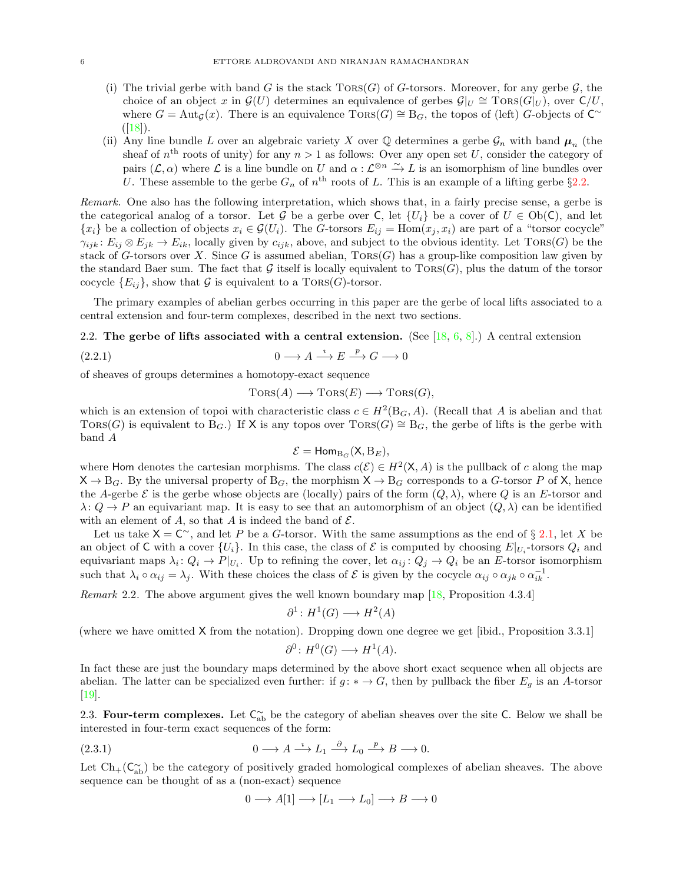(i) The trivial gerbe with band $G$ is the stack $\mathrm{Tors}(G)$ of $G$-torsors. Moreover, for any gerbe $\mathcal{G}$, the choice of an object $x$ in $\mathcal{G}(U)$ determines an equivalence of gerbes $\mathcal{G}|_U \cong \mathrm{Tors}(G|_U)$, over $\mathsf{C}/U$, where $G = \mathrm{Aut}_{\mathcal{G}}(x)$. There is an equivalence $\mathrm{Tors}(G) \cong \mathrm{B}_G$, the topos of (left) $G$-objects of $\mathsf{C}^{\sim}$ ([18]).

(ii) Any line bundle $L$ over an algebraic variety $X$ over $\mathbb{Q}$ determines a gerbe $\mathcal{G}_n$ with band $\boldsymbol{\mu}_n$ (the sheaf of $n^{\text{th}}$ roots of unity) for any $n > 1$ as follows: Over any open set $U$, consider the category of pairs $(\mathcal{L}, \alpha)$ where $\mathcal{L}$ is a line bundle on $U$ and $\alpha : \mathcal{L}^{\otimes n} \xrightarrow{\sim} L$ is an isomorphism of line bundles over $U$. These assemble to the gerbe $G_n$ of $n^{\text{th}}$ roots of $L$. This is an example of a lifting gerbe §2.2.

*Remark.* One also has the following interpretation, which shows that, in a fairly precise sense, a gerbe is the categorical analog of a torsor. Let $\mathcal{G}$ be a gerbe over $\mathsf{C}$, let $\{U_i\}$ be a cover of $U \in \mathrm{Ob}(\mathsf{C})$, and let $\{x_i\}$ be a collection of objects $x_i \in \mathcal{G}(U_i)$. The $G$-torsors $E_{ij} = \mathrm{Hom}(x_j, x_i)$ are part of a "torsor cocycle" $\gamma_{ijk} \colon E_{ij} \otimes E_{jk} \to E_{ik}$, locally given by $c_{ijk}$, above, and subject to the obvious identity. Let $\mathrm{Tors}(G)$ be the stack of $G$-torsors over $X$. Since $G$ is assumed abelian, $\mathrm{Tors}(G)$ has a group-like composition law given by the standard Baer sum. The fact that $\mathcal{G}$ itself is locally equivalent to $\mathrm{Tors}(G)$, plus the datum of the torsor cocycle $\{E_{ij}\}$, show that $\mathcal{G}$ is equivalent to a $\mathrm{Tors}(G)$-torsor.

The primary examples of abelian gerbes occurring in this paper are the gerbe of local lifts associated to a central extension and four-term complexes, described in the next two sections.

## 2.2. The gerbe of lifts associated with a central extension.

(See [18, 6, 8].) A central extension

$$0 \longrightarrow A \xrightarrow{\imath} E \xrightarrow{p} G \longrightarrow 0 \tag{2.2.1}$$

of sheaves of groups determines a homotopy-exact sequence

$$\mathrm{Tors}(A) \longrightarrow \mathrm{Tors}(E) \longrightarrow \mathrm{Tors}(G),$$

which is an extension of topoi with characteristic class $c \in H^2(\mathrm{B}_G, A)$. (Recall that $A$ is abelian and that $\mathrm{Tors}(G)$ is equivalent to $\mathrm{B}_G$.) If $\mathsf{X}$ is any topos over $\mathrm{Tors}(G) \cong \mathrm{B}_G$, the gerbe of lifts is the gerbe with band $A$

$$\mathcal{E} = \mathsf{Hom}_{\mathrm{B}_G}(\mathsf{X}, \mathrm{B}_E),$$

where $\mathsf{Hom}$ denotes the cartesian morphisms. The class $c(\mathcal{E}) \in H^2(\mathsf{X}, A)$ is the pullback of $c$ along the map $\mathsf{X} \to \mathrm{B}_G$. By the universal property of $\mathrm{B}_G$, the morphism $\mathsf{X} \to \mathrm{B}_G$ corresponds to a $G$-torsor $P$ of $\mathsf{X}$, hence the $A$-gerbe $\mathcal{E}$ is the gerbe whose objects are (locally) pairs of the form $(Q, \lambda)$, where $Q$ is an $E$-torsor and $\lambda \colon Q \to P$ an equivariant map. It is easy to see that an automorphism of an object $(Q, \lambda)$ can be identified with an element of $A$, so that $A$ is indeed the band of $\mathcal{E}$.

Let us take $\mathsf{X} = \mathsf{C}^{\sim}$, and let $P$ be a $G$-torsor. With the same assumptions as the end of § 2.1, let $X$ be an object of $\mathsf{C}$ with a cover $\{U_i\}$. In this case, the class of $\mathcal{E}$ is computed by choosing $E|_{U_i}$-torsors $Q_i$ and equivariant maps $\lambda_i \colon Q_i \to P|_{U_i}$. Up to refining the cover, let $\alpha_{ij} \colon Q_j \to Q_i$ be an $E$-torsor isomorphism such that $\lambda_i \circ \alpha_{ij} = \lambda_j$. With these choices the class of $\mathcal{E}$ is given by the cocycle $\alpha_{ij} \circ \alpha_{jk} \circ \alpha_{ik}^{-1}$.

*Remark* 2.2. The above argument gives the well known boundary map [18, Proposition 4.3.4]

$$\partial^1 \colon H^1(G) \longrightarrow H^2(A)$$

(where we have omitted $\mathsf{X}$ from the notation). Dropping down one degree we get [ibid., Proposition 3.3.1]

$$\partial^0 \colon H^0(G) \longrightarrow H^1(A).$$

In fact these are just the boundary maps determined by the above short exact sequence when all objects are abelian. The latter can be specialized even further: if $g \colon * \to G$, then by pullback the fiber $E_g$ is an $A$-torsor [19].

## 2.3. Four-term complexes.

Let $\mathsf{C}^{\sim}_{\mathrm{ab}}$ be the category of abelian sheaves over the site $\mathsf{C}$. Below we shall be interested in four-term exact sequences of the form:

$$0 \longrightarrow A \xrightarrow{\imath} L_1 \xrightarrow{\partial} L_0 \xrightarrow{p} B \longrightarrow 0. \tag{2.3.1}$$

Let $\mathrm{Ch}_+(\mathsf{C}^{\sim}_{\mathrm{ab}})$ be the category of positively graded homological complexes of abelian sheaves. The above sequence can be thought of as a (non-exact) sequence

$$0 \longrightarrow A[1] \longrightarrow [L_1 \longrightarrow L_0] \longrightarrow B \longrightarrow 0$$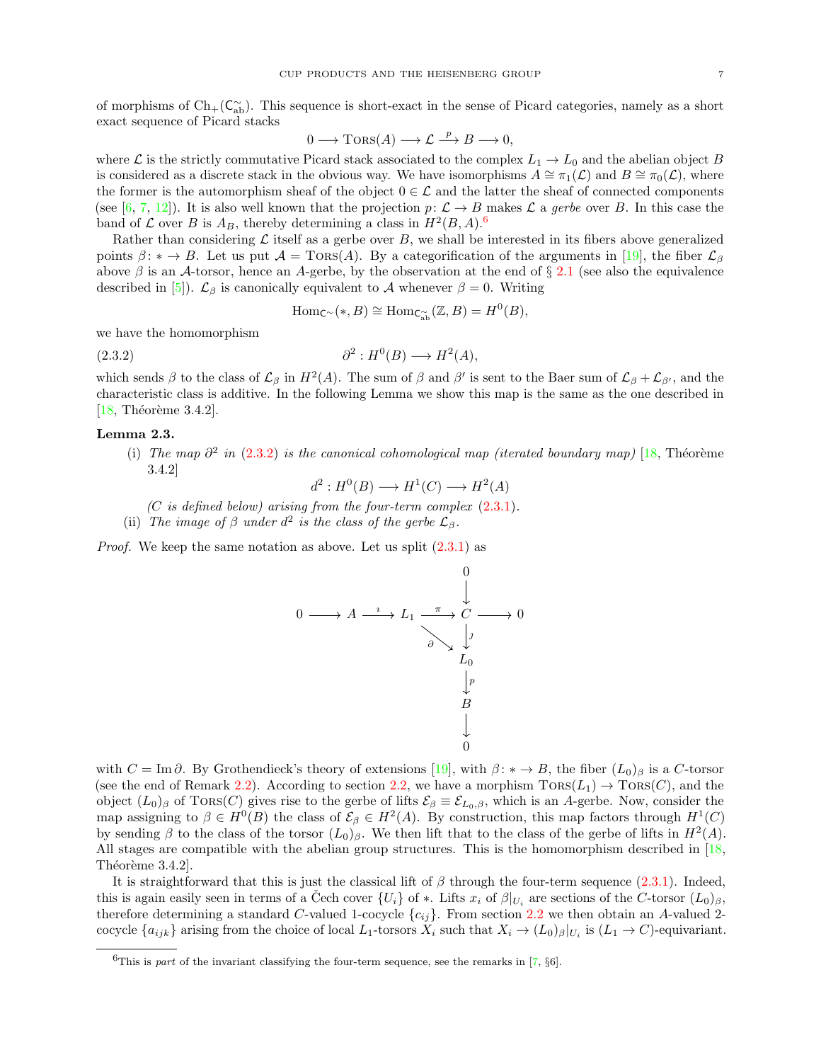of morphisms of $\mathrm{Ch}_+(\mathsf{C}^{\sim}_{\mathrm{ab}})$. This sequence is short-exact in the sense of Picard categories, namely as a short exact sequence of Picard stacks

$$0 \longrightarrow \mathrm{T\small{ORS}}(A) \longrightarrow \mathcal{L} \xrightarrow{p} B \longrightarrow 0,$$

where $\mathcal{L}$ is the strictly commutative Picard stack associated to the complex $L_1 \to L_0$ and the abelian object $B$ is considered as a discrete stack in the obvious way. We have isomorphisms $A \cong \pi_1(\mathcal{L})$ and $B \cong \pi_0(\mathcal{L})$, where the former is the automorphism sheaf of the object $0 \in \mathcal{L}$ and the latter the sheaf of connected components (see [6, 7, 12]). It is also well known that the projection $p \colon \mathcal{L} \to B$ makes $\mathcal{L}$ a *gerbe* over $B$. In this case the band of $\mathcal{L}$ over $B$ is $A_B$, thereby determining a class in $H^2(B, A)$.[6]

Rather than considering $\mathcal{L}$ itself as a gerbe over $B$, we shall be interested in its fibers above generalized points $\beta \colon * \to B$. Let us put $\mathcal{A} = \mathrm{T\small{ORS}}(A)$. By a categorification of the arguments in [19], the fiber $\mathcal{L}_\beta$ above $\beta$ is an $\mathcal{A}$-torsor, hence an $A$-gerbe, by the observation at the end of § 2.1 (see also the equivalence described in [5]). $\mathcal{L}_\beta$ is canonically equivalent to $\mathcal{A}$ whenever $\beta = 0$. Writing

$$\mathrm{Hom}_{\mathsf{C}^\sim}(*, B) \cong \mathrm{Hom}_{\mathsf{C}^{\sim}_{\mathrm{ab}}}(\mathbb{Z}, B) = H^0(B),$$

we have the homomorphism

$$\partial^2 : H^0(B) \longrightarrow H^2(A), \tag{2.3.2}$$

which sends $\beta$ to the class of $\mathcal{L}_\beta$ in $H^2(A)$. The sum of $\beta$ and $\beta'$ is sent to the Baer sum of $\mathcal{L}_\beta + \mathcal{L}_{\beta'}$, and the characteristic class is additive. In the following Lemma we show this map is the same as the one described in [18, Théorème 3.4.2].

**Lemma 2.3.**

(i) *The map $\partial^2$ in (2.3.2) is the canonical cohomological map (iterated boundary map)* [18, Théorème 3.4.2]

$$d^2 : H^0(B) \longrightarrow H^1(C) \longrightarrow H^2(A)$$

*($C$ is defined below) arising from the four-term complex (2.3.1).*

(ii) *The image of $\beta$ under $d^2$ is the class of the gerbe $\mathcal{L}_\beta$.*

*Proof.* We keep the same notation as above. Let us split (2.3.1) as

$$\begin{array}{ccccccccc}
 & & & & & & 0 & & \\
 & & & & & & \downarrow & & \\
0 & \longrightarrow & A & \xrightarrow{\imath} & L_1 & \xrightarrow{\pi} & C & \longrightarrow & 0 \\
 & & & & & \searrow^{\partial} & \downarrow{\jmath} & & \\
 & & & & & & L_0 & & \\
 & & & & & & \downarrow{p} & & \\
 & & & & & & B & & \\
 & & & & & & \downarrow & & \\
 & & & & & & 0 & &
\end{array}$$

with $C = \mathrm{Im}\,\partial$. By Grothendieck's theory of extensions [19], with $\beta \colon * \to B$, the fiber $(L_0)_\beta$ is a $C$-torsor (see the end of Remark 2.2). According to section 2.2, we have a morphism $\mathrm{T\small{ORS}}(L_1) \to \mathrm{T\small{ORS}}(C)$, and the object $(L_0)_\beta$ of $\mathrm{T\small{ORS}}(C)$ gives rise to the gerbe of lifts $\mathcal{E}_\beta \equiv \mathcal{E}_{L_0,\beta}$, which is an $A$-gerbe. Now, consider the map assigning to $\beta \in H^0(B)$ the class of $\mathcal{E}_\beta \in H^2(A)$. By construction, this map factors through $H^1(C)$ by sending $\beta$ to the class of the torsor $(L_0)_\beta$. We then lift that to the class of the gerbe of lifts in $H^2(A)$. All stages are compatible with the abelian group structures. This is the homomorphism described in [18, Théorème 3.4.2].

It is straightforward that this is just the classical lift of $\beta$ through the four-term sequence (2.3.1). Indeed, this is again easily seen in terms of a Čech cover $\{U_i\}$ of $*$. Lifts $x_i$ of $\beta|_{U_i}$ are sections of the $C$-torsor $(L_0)_\beta$, therefore determining a standard $C$-valued 1-cocycle $\{c_{ij}\}$. From section 2.2 we then obtain an $A$-valued 2-cocycle $\{a_{ijk}\}$ arising from the choice of local $L_1$-torsors $X_i$ such that $X_i \to (L_0)_\beta|_{U_i}$ is $(L_1 \to C)$-equivariant.

---

[6] This is *part* of the invariant classifying the four-term sequence, see the remarks in [7, §6].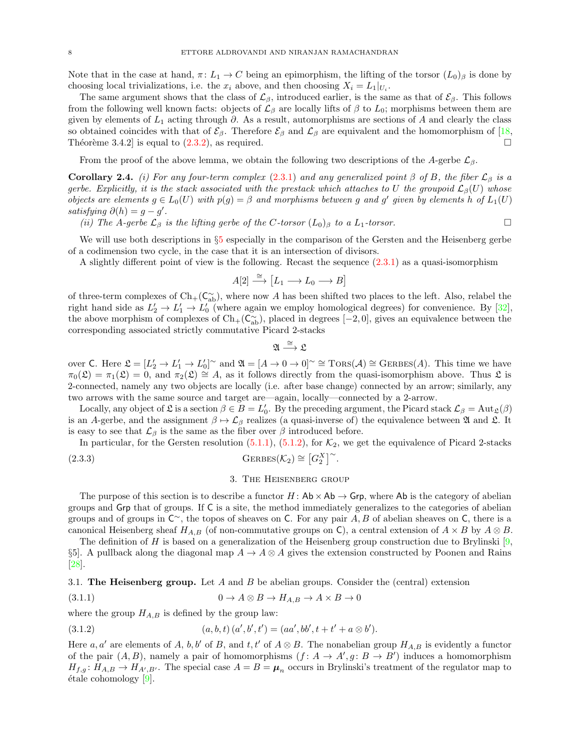Note that in the case at hand, $\pi\colon L_1 \to C$ being an epimorphism, the lifting of the torsor $(L_0)_\beta$ is done by choosing local trivializations, i.e. the $x_i$ above, and then choosing $X_i = L_1|_{U_i}$.

The same argument shows that the class of $\mathcal{L}_\beta$, introduced earlier, is the same as that of $\mathcal{E}_\beta$. This follows from the following well known facts: objects of $\mathcal{L}_\beta$ are locally lifts of $\beta$ to $L_0$; morphisms between them are given by elements of $L_1$ acting through $\partial$. As a result, automorphisms are sections of $A$ and clearly the class so obtained coincides with that of $\mathcal{E}_\beta$. Therefore $\mathcal{E}_\beta$ and $\mathcal{L}_\beta$ are equivalent and the homomorphism of [18, Théorème 3.4.2] is equal to (2.3.2), as required. ☐

From the proof of the above lemma, we obtain the following two descriptions of the $A$-gerbe $\mathcal{L}_\beta$.

**Corollary 2.4.** *(i) For any four-term complex (2.3.1) and any generalized point $\beta$ of $B$, the fiber $\mathcal{L}_\beta$ is a gerbe. Explicitly, it is the stack associated with the prestack which attaches to $U$ the groupoid $\mathcal{L}_\beta(U)$ whose objects are elements $g \in L_0(U)$ with $p(g) = \beta$ and morphisms between $g$ and $g'$ given by elements $h$ of $L_1(U)$ satisfying $\partial(h) = g - g'$.*

*(ii) The $A$-gerbe $\mathcal{L}_\beta$ is the lifting gerbe of the $C$-torsor $(L_0)_\beta$ to a $L_1$-torsor.* ☐

We will use both descriptions in §5 especially in the comparison of the Gersten and the Heisenberg gerbe of a codimension two cycle, in the case that it is an intersection of divisors.

A slightly different point of view is the following. Recast the sequence (2.3.1) as a quasi-isomorphism

$$A[2] \xrightarrow{\;\cong\;} \bigl[L_1 \longrightarrow L_0 \longrightarrow B\bigr]$$

of three-term complexes of $\mathrm{Ch}_+(\mathsf{C}^\sim_{\mathrm{ab}})$, where now $A$ has been shifted two places to the left. Also, relabel the right hand side as $L'_2 \to L'_1 \to L'_0$ (where again we employ homological degrees) for convenience. By [32], the above morphism of complexes of $\mathrm{Ch}_+(\mathsf{C}^\sim_{\mathrm{ab}})$, placed in degrees $[-2, 0]$, gives an equivalence between the corresponding associated strictly commutative Picard 2-stacks

$$\mathfrak{A} \xrightarrow{\;\cong\;} \mathfrak{L}$$

over $\mathsf{C}$. Here $\mathfrak{L} = [L'_2 \to L'_1 \to L'_0]^\sim$ and $\mathfrak{A} = [A \to 0 \to 0]^\sim \cong \textsc{Tors}(\mathcal{A}) \cong \textsc{Gerbes}(A)$. This time we have $\pi_0(\mathfrak{L}) = \pi_1(\mathfrak{L}) = 0$, and $\pi_2(\mathfrak{L}) \cong A$, as it follows directly from the quasi-isomorphism above. Thus $\mathfrak{L}$ is 2-connected, namely any two objects are locally (i.e. after base change) connected by an arrow; similarly, any two arrows with the same source and target are—again, locally—connected by a 2-arrow.

Locally, any object of $\mathfrak{L}$ is a section $\beta \in B = L'_0$. By the preceding argument, the Picard stack $\mathcal{L}_\beta = \mathrm{Aut}_{\mathfrak{L}}(\beta)$ is an $A$-gerbe, and the assignment $\beta \mapsto \mathcal{L}_\beta$ realizes (a quasi-inverse of) the equivalence between $\mathfrak{A}$ and $\mathfrak{L}$. It is easy to see that $\mathcal{L}_\beta$ is the same as the fiber over $\beta$ introduced before.

In particular, for the Gersten resolution (5.1.1), (5.1.2), for $\mathcal{K}_2$, we get the equivalence of Picard 2-stacks

$$\textsc{Gerbes}(\mathcal{K}_2) \cong \bigl[G_2^X\bigr]^\sim. \tag{2.3.3}$$

## 3. The Heisenberg group

The purpose of this section is to describe a functor $H\colon \mathsf{Ab} \times \mathsf{Ab} \to \mathsf{Grp}$, where $\mathsf{Ab}$ is the category of abelian groups and $\mathsf{Grp}$ that of groups. If $\mathsf{C}$ is a site, the method immediately generalizes to the categories of abelian groups and of groups in $\mathsf{C}^\sim$, the topos of sheaves on $\mathsf{C}$. For any pair $A, B$ of abelian sheaves on $\mathsf{C}$, there is a canonical Heisenberg sheaf $H_{A,B}$ (of non-commutative groups on $\mathsf{C}$), a central extension of $A \times B$ by $A \otimes B$.

The definition of $H$ is based on a generalization of the Heisenberg group construction due to Brylinski [9, §5]. A pullback along the diagonal map $A \to A \otimes A$ gives the extension constructed by Poonen and Rains [28].

### 3.1. The Heisenberg group.

Let $A$ and $B$ be abelian groups. Consider the (central) extension

$$0 \to A \otimes B \to H_{A,B} \to A \times B \to 0 \tag{3.1.1}$$

where the group $H_{A,B}$ is defined by the group law:

$$(a, b, t)\,(a', b', t') = (aa', bb', t + t' + a \otimes b'). \tag{3.1.2}$$

Here $a, a'$ are elements of $A$, $b, b'$ of $B$, and $t, t'$ of $A \otimes B$. The nonabelian group $H_{A,B}$ is evidently a functor of the pair $(A, B)$, namely a pair of homomorphisms $(f\colon A \to A', g\colon B \to B')$ induces a homomorphism $H_{f,g}\colon H_{A,B} \to H_{A',B'}$. The special case $A = B = \boldsymbol{\mu}_n$ occurs in Brylinski's treatment of the regulator map to étale cohomology [9].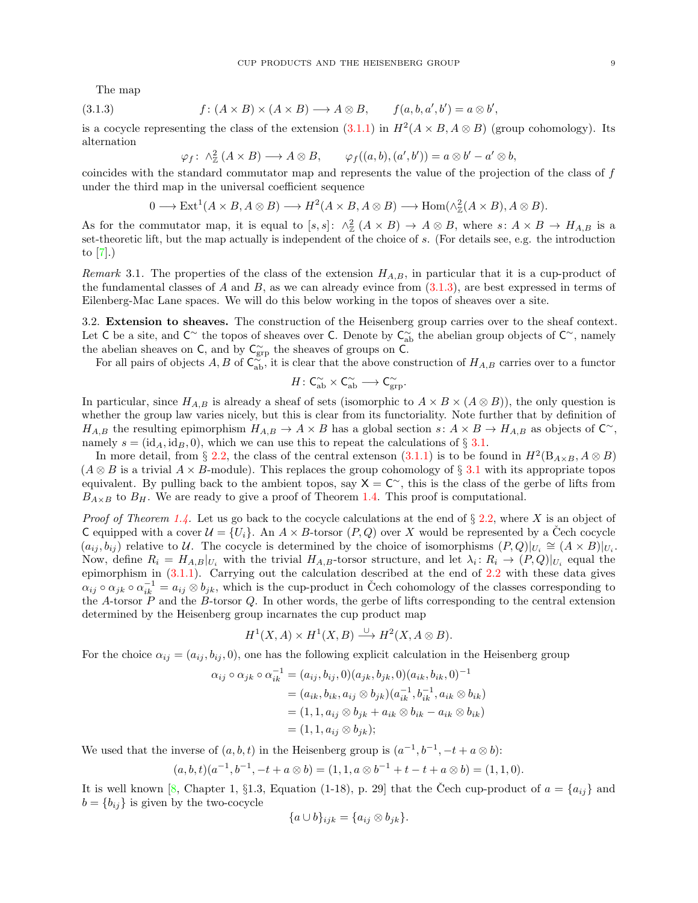The map

$$f\colon (A\times B)\times (A\times B)\longrightarrow A\otimes B,\qquad f(a,b,a',b')=a\otimes b', \tag{3.1.3}$$

is a cocycle representing the class of the extension (3.1.1) in $H^2(A\times B, A\otimes B)$ (group cohomology). Its alternation

$$\varphi_f\colon \wedge^2_{\mathbb{Z}}(A\times B)\longrightarrow A\otimes B,\qquad \varphi_f((a,b),(a',b'))=a\otimes b'-a'\otimes b,$$

coincides with the standard commutator map and represents the value of the projection of the class of $f$ under the third map in the universal coefficient sequence

$$0\longrightarrow \operatorname{Ext}^1(A\times B, A\otimes B)\longrightarrow H^2(A\times B, A\otimes B)\longrightarrow \operatorname{Hom}(\wedge^2_{\mathbb{Z}}(A\times B), A\otimes B).$$

As for the commutator map, it is equal to $[s,s]\colon \wedge^2_{\mathbb{Z}}(A\times B)\to A\otimes B$, where $s\colon A\times B\to H_{A,B}$ is a set-theoretic lift, but the map actually is independent of the choice of $s$. (For details see, e.g. the introduction to [7].)

*Remark* 3.1. The properties of the class of the extension $H_{A,B}$, in particular that it is a cup-product of the fundamental classes of $A$ and $B$, as we can already evince from (3.1.3), are best expressed in terms of Eilenberg-Mac Lane spaces. We will do this below working in the topos of sheaves over a site.

3.2. **Extension to sheaves.** The construction of the Heisenberg group carries over to the sheaf context. Let $\mathsf{C}$ be a site, and $\mathsf{C}^\sim$ the topos of sheaves over $\mathsf{C}$. Denote by $\mathsf{C}^\sim_{\mathrm{ab}}$ the abelian group objects of $\mathsf{C}^\sim$, namely the abelian sheaves on $\mathsf{C}$, and by $\mathsf{C}^\sim_{\mathrm{grp}}$ the sheaves of groups on $\mathsf{C}$.

For all pairs of objects $A,B$ of $\mathsf{C}^\sim_{\mathrm{ab}}$, it is clear that the above construction of $H_{A,B}$ carries over to a functor

$$H\colon \mathsf{C}^\sim_{\mathrm{ab}}\times \mathsf{C}^\sim_{\mathrm{ab}}\longrightarrow \mathsf{C}^\sim_{\mathrm{grp}}.$$

In particular, since $H_{A,B}$ is already a sheaf of sets (isomorphic to $A\times B\times (A\otimes B)$), the only question is whether the group law varies nicely, but this is clear from its functoriality. Note further that by definition of $H_{A,B}$ the resulting epimorphism $H_{A,B}\to A\times B$ has a global section $s\colon A\times B\to H_{A,B}$ as objects of $\mathsf{C}^\sim$, namely $s=(\mathrm{id}_A,\mathrm{id}_B,0)$, which we can use this to repeat the calculations of § 3.1.

In more detail, from § 2.2, the class of the central extenson (3.1.1) is to be found in $H^2(\mathrm{B}_{A\times B}, A\otimes B)$ ($A\otimes B$ is a trivial $A\times B$-module). This replaces the group cohomology of § 3.1 with its appropriate topos equivalent. By pulling back to the ambient topos, say $\mathsf{X}=\mathsf{C}^\sim$, this is the class of the gerbe of lifts from $B_{A\times B}$ to $B_H$. We are ready to give a proof of Theorem 1.4. This proof is computational.

*Proof of Theorem 1.4.* Let us go back to the cocycle calculations at the end of § 2.2, where $X$ is an object of $\mathsf{C}$ equipped with a cover $\mathcal{U}=\{U_i\}$. An $A\times B$-torsor $(P,Q)$ over $X$ would be represented by a Čech cocycle $(a_{ij},b_{ij})$ relative to $\mathcal{U}$. The cocycle is determined by the choice of isomorphisms $(P,Q)|_{U_i}\cong (A\times B)|_{U_i}$. Now, define $R_i=H_{A,B}|_{U_i}$ with the trivial $H_{A,B}$-torsor structure, and let $\lambda_i\colon R_i\to (P,Q)|_{U_i}$ equal the epimorphism in (3.1.1). Carrying out the calculation described at the end of 2.2 with these data gives $\alpha_{ij}\circ\alpha_{jk}\circ\alpha_{ik}^{-1}=a_{ij}\otimes b_{jk}$, which is the cup-product in Čech cohomology of the classes corresponding to the $A$-torsor $P$ and the $B$-torsor $Q$. In other words, the gerbe of lifts corresponding to the central extension determined by the Heisenberg group incarnates the cup product map

$$H^1(X,A)\times H^1(X,B)\xrightarrow{\ \cup\ } H^2(X,A\otimes B).$$

For the choice $\alpha_{ij}=(a_{ij},b_{ij},0)$, one has the following explicit calculation in the Heisenberg group

$$\begin{aligned}
\alpha_{ij}\circ\alpha_{jk}\circ\alpha_{ik}^{-1} &= (a_{ij},b_{ij},0)(a_{jk},b_{jk},0)(a_{ik},b_{ik},0)^{-1}\\
&= (a_{ik},b_{ik},a_{ij}\otimes b_{jk})(a_{ik}^{-1},b_{ik}^{-1},a_{ik}\otimes b_{ik})\\
&= (1,1,a_{ij}\otimes b_{jk}+a_{ik}\otimes b_{ik}-a_{ik}\otimes b_{ik})\\
&= (1,1,a_{ij}\otimes b_{jk});
\end{aligned}$$

We used that the inverse of $(a,b,t)$ in the Heisenberg group is $(a^{-1},b^{-1},-t+a\otimes b)$:

$$(a,b,t)(a^{-1},b^{-1},-t+a\otimes b)=(1,1,a\otimes b^{-1}+t-t+a\otimes b)=(1,1,0).$$

It is well known [8, Chapter 1, §1.3, Equation (1-18), p. 29] that the Čech cup-product of $a=\{a_{ij}\}$ and $b=\{b_{ij}\}$ is given by the two-cocycle

$$\{a\cup b\}_{ijk}=\{a_{ij}\otimes b_{jk}\}.$$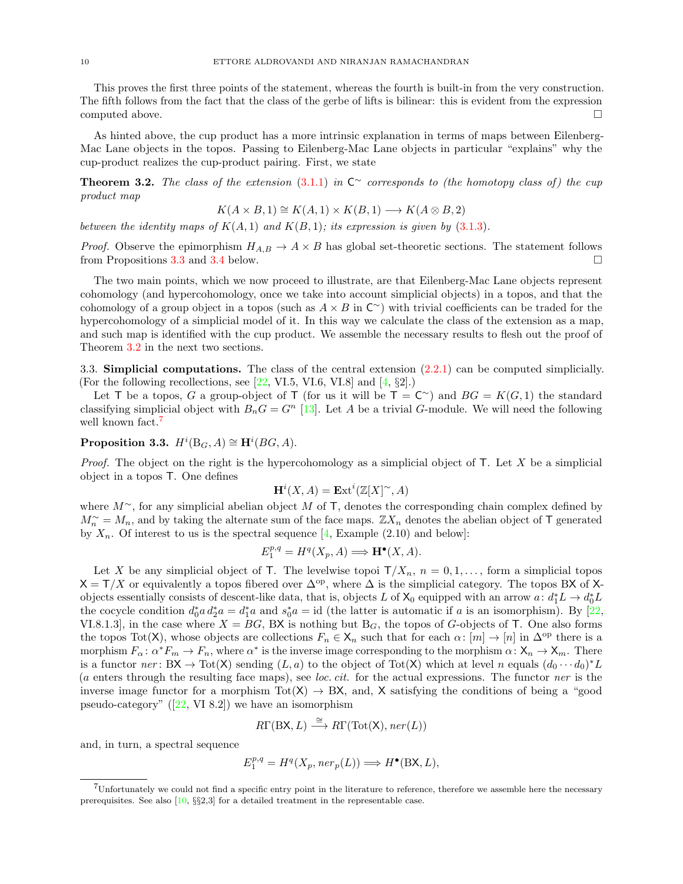This proves the first three points of the statement, whereas the fourth is built-in from the very construction. The fifth follows from the fact that the class of the gerbe of lifts is bilinear: this is evident from the expression computed above. □

As hinted above, the cup product has a more intrinsic explanation in terms of maps between Eilenberg-Mac Lane objects in the topos. Passing to Eilenberg-Mac Lane objects in particular "explains" why the cup-product realizes the cup-product pairing. First, we state

**Theorem 3.2.** *The class of the extension (3.1.1) in $\mathsf{C}^\sim$ corresponds to (the homotopy class of) the cup product map*

$$K(A\times B,1)\cong K(A,1)\times K(B,1)\longrightarrow K(A\otimes B,2)$$

*between the identity maps of $K(A,1)$ and $K(B,1)$; its expression is given by (3.1.3).*

*Proof.* Observe the epimorphism $H_{A,B}\to A\times B$ has global set-theoretic sections. The statement follows from Propositions 3.3 and 3.4 below. □

The two main points, which we now proceed to illustrate, are that Eilenberg-Mac Lane objects represent cohomology (and hypercohomology, once we take into account simplicial objects) in a topos, and that the cohomology of a group object in a topos (such as $A\times B$ in $\mathsf{C}^\sim$) with trivial coefficients can be traded for the hypercohomology of a simplicial model of it. In this way we calculate the class of the extension as a map, and such map is identified with the cup product. We assemble the necessary results to flesh out the proof of Theorem 3.2 in the next two sections.

3.3. **Simplicial computations.** The class of the central extension (2.2.1) can be computed simplicially. (For the following recollections, see [22, VI.5, VI.6, VI.8] and [4, §2].)

Let $\mathsf{T}$ be a topos, $G$ a group-object of $\mathsf{T}$ (for us it will be $\mathsf{T}=\mathsf{C}^\sim$) and $BG=K(G,1)$ the standard classifying simplicial object with $B_nG=G^n$ [13]. Let $A$ be a trivial $G$-module. We will need the following well known fact.[7]

**Proposition 3.3.** $H^i(\mathrm{B}_G,A)\cong \mathbf{H}^i(BG,A)$.

*Proof.* The object on the right is the hypercohomology as a simplicial object of $\mathsf{T}$. Let $X$ be a simplicial object in a topos $\mathsf{T}$. One defines

$$\mathbf{H}^i(X,A)=\mathbf{E}\mathrm{xt}^i(\mathbb{Z}[X]^\sim,A)$$

where $M^\sim$, for any simplicial abelian object $M$ of $\mathsf{T}$, denotes the corresponding chain complex defined by $M^\sim_n=M_n$, and by taking the alternate sum of the face maps. $\mathbb{Z}X_n$ denotes the abelian object of $\mathsf{T}$ generated by $X_n$. Of interest to us is the spectral sequence [4, Example (2.10) and below]:

$$E_1^{p,q}=H^q(X_p,A)\Longrightarrow \mathbf{H}^\bullet(X,A).$$

Let $X$ be any simplicial object of $\mathsf{T}$. The levelwise topoi $\mathsf{T}/X_n$, $n=0,1,\dots$, form a simplicial topos $\mathsf{X}=\mathsf{T}/X$ or equivalently a topos fibered over $\Delta^{\mathrm{op}}$, where $\Delta$ is the simplicial category. The topos $\mathrm{B}\mathsf{X}$ of $\mathsf{X}$-objects essentially consists of descent-like data, that is, objects $L$ of $\mathsf{X}_0$ equipped with an arrow $a\colon d_1^*L\to d_0^*L$ the cocycle condition $d_0^*a\,d_2^*a=d_1^*a$ and $s_0^*a=\mathrm{id}$ (the latter is automatic if $a$ is an isomorphism). By [22, VI.8.1.3], in the case where $X=BG$, $\mathrm{B}\mathsf{X}$ is nothing but $\mathrm{B}_G$, the topos of $G$-objects of $\mathsf{T}$. One also forms the topos $\mathrm{Tot}(\mathsf{X})$, whose objects are collections $F_n\in\mathsf{X}_n$ such that for each $\alpha\colon[m]\to[n]$ in $\Delta^{\mathrm{op}}$ there is a morphism $F_\alpha\colon\alpha^*F_m\to F_n$, where $\alpha^*$ is the inverse image corresponding to the morphism $\alpha\colon\mathsf{X}_n\to\mathsf{X}_m$. There is a functor $ner\colon\mathrm{B}\mathsf{X}\to\mathrm{Tot}(\mathsf{X})$ sending $(L,a)$ to the object of $\mathrm{Tot}(\mathsf{X})$ which at level $n$ equals $(d_0\cdots d_0)^*L$ ($a$ enters through the resulting face maps), see *loc. cit.* for the actual expressions. The functor $ner$ is the inverse image functor for a morphism $\mathrm{Tot}(\mathsf{X})\to\mathrm{B}\mathsf{X}$, and, $\mathsf{X}$ satisfying the conditions of being a "good pseudo-category" ([22, VI 8.2]) we have an isomorphism

$$R\Gamma(\mathrm{B}\mathsf{X},L)\xrightarrow{\ \cong\ }R\Gamma(\mathrm{Tot}(\mathsf{X}),ner(L))$$

and, in turn, a spectral sequence

$$E_1^{p,q}=H^q(X_p,ner_p(L))\Longrightarrow H^\bullet(\mathrm{B}\mathsf{X},L),$$

[7] Unfortunately we could not find a specific entry point in the literature to reference, therefore we assemble here the necessary prerequisites. See also [10, §§2,3] for a detailed treatment in the representable case.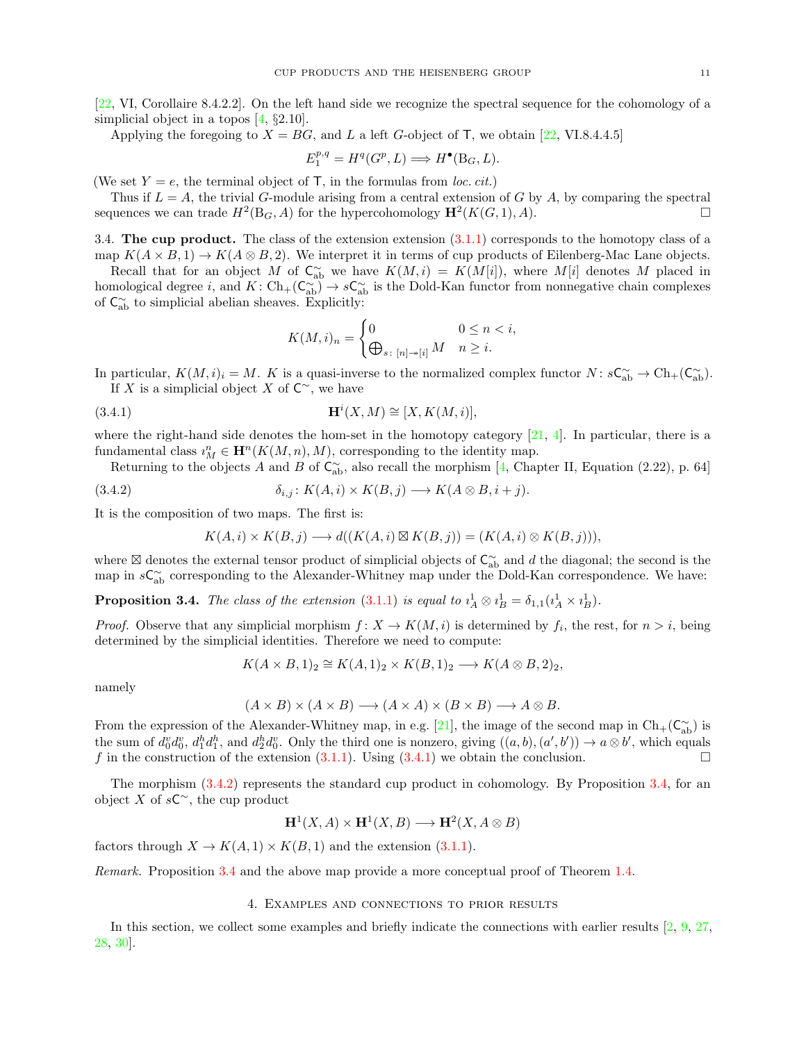[22, VI, Corollaire 8.4.2.2]. On the left hand side we recognize the spectral sequence for the cohomology of a simplicial object in a topos [4, §2.10].

Applying the foregoing to $X = BG$, and $L$ a left $G$-object of $\mathsf{T}$, we obtain [22, VI.8.4.4.5]

$$E_1^{p,q} = H^q(G^p, L) \Longrightarrow H^\bullet(\mathrm{B}_G, L).$$

(We set $Y = e$, the terminal object of $\mathsf{T}$, in the formulas from *loc. cit.*)

Thus if $L = A$, the trivial $G$-module arising from a central extension of $G$ by $A$, by comparing the spectral sequences we can trade $H^2(\mathrm{B}_G, A)$ for the hypercohomology $\mathbf{H}^2(K(G,1), A)$. □

**3.4. The cup product.** The class of the extension extension (3.1.1) corresponds to the homotopy class of a map $K(A \times B, 1) \to K(A \otimes B, 2)$. We interpret it in terms of cup products of Eilenberg-Mac Lane objects.

Recall that for an object $M$ of $\mathsf{C}^\sim_{\mathrm{ab}}$ we have $K(M, i) = K(M[i])$, where $M[i]$ denotes $M$ placed in homological degree $i$, and $K\colon \mathrm{Ch}_+(\mathsf{C}^\sim_{\mathrm{ab}}) \to s\mathsf{C}^\sim_{\mathrm{ab}}$ is the Dold-Kan functor from nonnegative chain complexes of $\mathsf{C}^\sim_{\mathrm{ab}}$ to simplicial abelian sheaves. Explicitly:

$$K(M,i)_n = \begin{cases} 0 & 0 \le n < i, \\ \bigoplus_{s\colon [n] \twoheadrightarrow [i]} M & n \ge i. \end{cases}$$

In particular, $K(M,i)_i = M$. $K$ is a quasi-inverse to the normalized complex functor $N\colon s\mathsf{C}^\sim_{\mathrm{ab}} \to \mathrm{Ch}_+(\mathsf{C}^\sim_{\mathrm{ab}})$.

If $X$ is a simplicial object $X$ of $\mathsf{C}^\sim$, we have

$$\mathbf{H}^i(X, M) \cong [X, K(M,i)], \tag{3.4.1}$$

where the right-hand side denotes the hom-set in the homotopy category [21, 4]. In particular, there is a fundamental class $\imath^n_M \in \mathbf{H}^n(K(M,n), M)$, corresponding to the identity map.

Returning to the objects $A$ and $B$ of $\mathsf{C}^\sim_{\mathrm{ab}}$, also recall the morphism [4, Chapter II, Equation (2.22), p. 64]

$$\delta_{i,j}\colon K(A,i) \times K(B,j) \longrightarrow K(A \otimes B, i+j). \tag{3.4.2}$$

It is the composition of two maps. The first is:

$$K(A,i) \times K(B,j) \longrightarrow d((K(A,i) \boxtimes K(B,j)) = (K(A,i) \otimes K(B,j))),$$

where $\boxtimes$ denotes the external tensor product of simplicial objects of $\mathsf{C}^\sim_{\mathrm{ab}}$ and $d$ the diagonal; the second is the map in $s\mathsf{C}^\sim_{\mathrm{ab}}$ corresponding to the Alexander-Whitney map under the Dold-Kan correspondence. We have:

**Proposition 3.4.** *The class of the extension (3.1.1) is equal to $\imath^1_A \otimes \imath^1_B = \delta_{1,1}(\imath^1_A \times \imath^1_B)$.*

*Proof.* Observe that any simplicial morphism $f\colon X \to K(M,i)$ is determined by $f_i$, the rest, for $n > i$, being determined by the simplicial identities. Therefore we need to compute:

$$K(A \times B, 1)_2 \cong K(A,1)_2 \times K(B,1)_2 \longrightarrow K(A \otimes B, 2)_2,$$

namely

$$(A \times B) \times (A \times B) \longrightarrow (A \times A) \times (B \times B) \longrightarrow A \otimes B.$$

From the expression of the Alexander-Whitney map, in e.g. [21], the image of the second map in $\mathrm{Ch}_+(\mathsf{C}^\sim_{\mathrm{ab}})$ is the sum of $d^v_0 d^v_0$, $d^h_1 d^h_1$, and $d^h_2 d^v_0$. Only the third one is nonzero, giving $((a,b),(a',b')) \to a \otimes b'$, which equals $f$ in the construction of the extension (3.1.1). Using (3.4.1) we obtain the conclusion. □

The morphism (3.4.2) represents the standard cup product in cohomology. By Proposition 3.4, for an object $X$ of $s\mathsf{C}^\sim$, the cup product

$$\mathbf{H}^1(X, A) \times \mathbf{H}^1(X, B) \longrightarrow \mathbf{H}^2(X, A \otimes B)$$

factors through $X \to K(A,1) \times K(B,1)$ and the extension (3.1.1).

*Remark.* Proposition 3.4 and the above map provide a more conceptual proof of Theorem 1.4.

## 4. Examples and connections to prior results

In this section, we collect some examples and briefly indicate the connections with earlier results [2, 9, 27, 28, 30].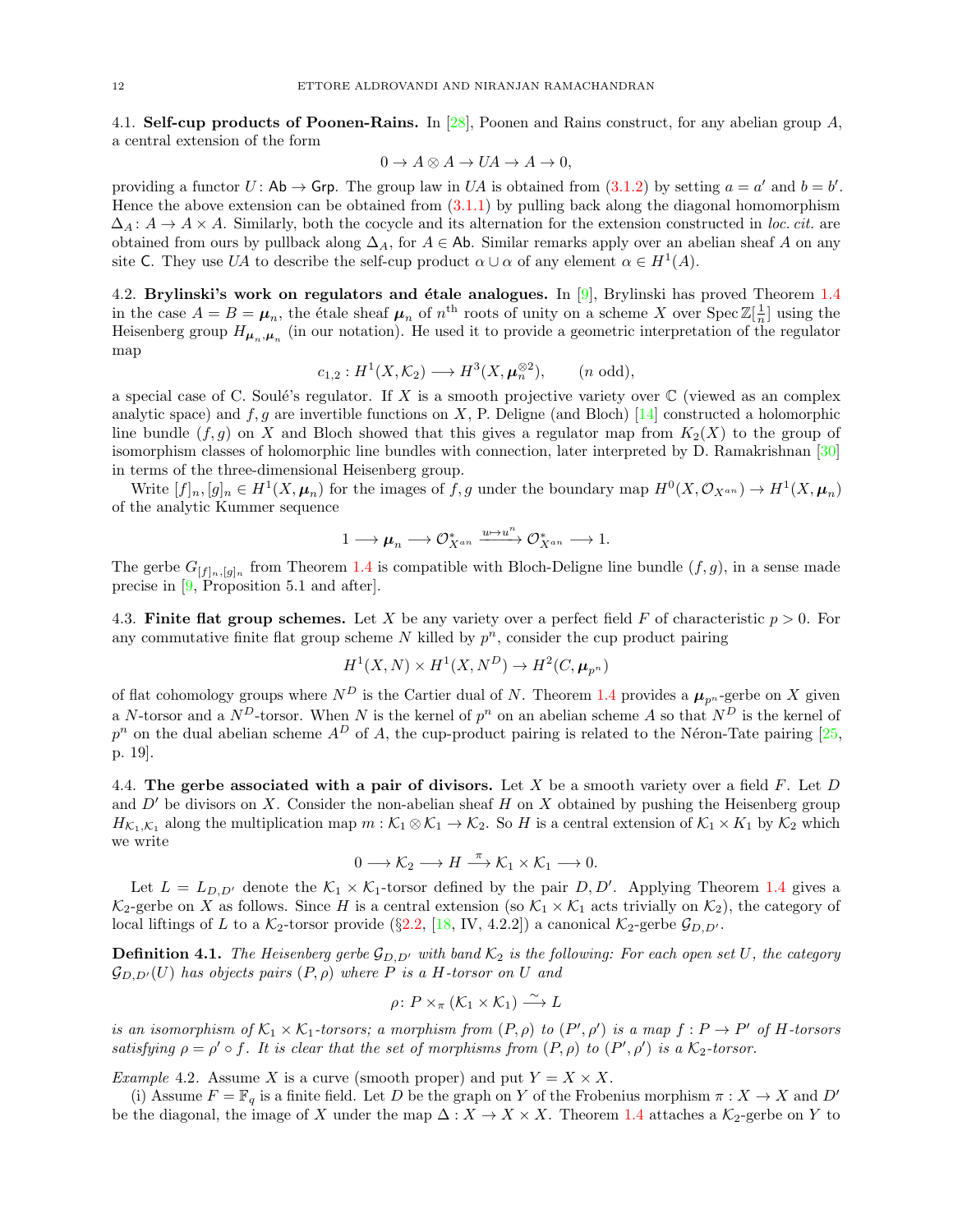**4.1. Self-cup products of Poonen-Rains.** In [28], Poonen and Rains construct, for any abelian group $A$, a central extension of the form

$$0 \to A \otimes A \to UA \to A \to 0,$$

providing a functor $U\colon \mathsf{Ab} \to \mathsf{Grp}$. The group law in $UA$ is obtained from (3.1.2) by setting $a = a'$ and $b = b'$. Hence the above extension can be obtained from (3.1.1) by pulling back along the diagonal homomorphism $\Delta_A\colon A \to A \times A$. Similarly, both the cocycle and its alternation for the extension constructed in *loc. cit.* are obtained from ours by pullback along $\Delta_A$, for $A \in \mathsf{Ab}$. Similar remarks apply over an abelian sheaf $A$ on any site $\mathsf{C}$. They use $UA$ to describe the self-cup product $\alpha \cup \alpha$ of any element $\alpha \in H^1(A)$.

**4.2. Brylinski's work on regulators and étale analogues.** In [9], Brylinski has proved Theorem 1.4 in the case $A = B = \boldsymbol{\mu}_n$, the étale sheaf $\boldsymbol{\mu}_n$ of $n^{\text{th}}$ roots of unity on a scheme $X$ over $\operatorname{Spec} \mathbb{Z}[\frac{1}{n}]$ using the Heisenberg group $H_{\boldsymbol{\mu}_n,\boldsymbol{\mu}_n}$ (in our notation). He used it to provide a geometric interpretation of the regulator map

$$c_{1,2} : H^1(X, \mathcal{K}_2) \longrightarrow H^3(X, \boldsymbol{\mu}_n^{\otimes 2}), \qquad (n \text{ odd}),$$

a special case of C. Soulé's regulator. If $X$ is a smooth projective variety over $\mathbb{C}$ (viewed as an complex analytic space) and $f, g$ are invertible functions on $X$, P. Deligne (and Bloch) [14] constructed a holomorphic line bundle $(f, g)$ on $X$ and Bloch showed that this gives a regulator map from $K_2(X)$ to the group of isomorphism classes of holomorphic line bundles with connection, later interpreted by D. Ramakrishnan [30] in terms of the three-dimensional Heisenberg group.

Write $[f]_n, [g]_n \in H^1(X, \boldsymbol{\mu}_n)$ for the images of $f, g$ under the boundary map $H^0(X, \mathcal{O}_{X^{an}}) \to H^1(X, \boldsymbol{\mu}_n)$ of the analytic Kummer sequence

$$1 \longrightarrow \boldsymbol{\mu}_n \longrightarrow \mathcal{O}^*_{X^{an}} \xrightarrow{u \mapsto u^n} \mathcal{O}^*_{X^{an}} \longrightarrow 1.$$

The gerbe $G_{[f]_n,[g]_n}$ from Theorem 1.4 is compatible with Bloch-Deligne line bundle $(f, g)$, in a sense made precise in [9, Proposition 5.1 and after].

**4.3. Finite flat group schemes.** Let $X$ be any variety over a perfect field $F$ of characteristic $p > 0$. For any commutative finite flat group scheme $N$ killed by $p^n$, consider the cup product pairing

$$H^1(X, N) \times H^1(X, N^D) \to H^2(C, \boldsymbol{\mu}_{p^n})$$

of flat cohomology groups where $N^D$ is the Cartier dual of $N$. Theorem 1.4 provides a $\boldsymbol{\mu}_{p^n}$-gerbe on $X$ given a $N$-torsor and a $N^D$-torsor. When $N$ is the kernel of $p^n$ on an abelian scheme $A$ so that $N^D$ is the kernel of $p^n$ on the dual abelian scheme $A^D$ of $A$, the cup-product pairing is related to the Néron-Tate pairing [25, p. 19].

**4.4. The gerbe associated with a pair of divisors.** Let $X$ be a smooth variety over a field $F$. Let $D$ and $D'$ be divisors on $X$. Consider the non-abelian sheaf $H$ on $X$ obtained by pushing the Heisenberg group $H_{\mathcal{K}_1,\mathcal{K}_1}$ along the multiplication map $m : \mathcal{K}_1 \otimes \mathcal{K}_1 \to \mathcal{K}_2$. So $H$ is a central extension of $\mathcal{K}_1 \times K_1$ by $\mathcal{K}_2$ which we write

$$0 \longrightarrow \mathcal{K}_2 \longrightarrow H \xrightarrow{\pi} \mathcal{K}_1 \times \mathcal{K}_1 \longrightarrow 0.$$

Let $L = L_{D,D'}$ denote the $\mathcal{K}_1 \times \mathcal{K}_1$-torsor defined by the pair $D, D'$. Applying Theorem 1.4 gives a $\mathcal{K}_2$-gerbe on $X$ as follows. Since $H$ is a central extension (so $\mathcal{K}_1 \times \mathcal{K}_1$ acts trivially on $\mathcal{K}_2$), the category of local liftings of $L$ to a $\mathcal{K}_2$-torsor provide (§2.2, [18, IV, 4.2.2]) a canonical $\mathcal{K}_2$-gerbe $\mathcal{G}_{D,D'}$.

**Definition 4.1.** *The Heisenberg gerbe $\mathcal{G}_{D,D'}$ with band $\mathcal{K}_2$ is the following: For each open set $U$, the category $\mathcal{G}_{D,D'}(U)$ has objects pairs $(P, \rho)$ where $P$ is a $H$-torsor on $U$ and*

$$\rho\colon P \times_\pi (\mathcal{K}_1 \times \mathcal{K}_1) \xrightarrow{\sim} L$$

*is an isomorphism of $\mathcal{K}_1 \times \mathcal{K}_1$-torsors; a morphism from $(P, \rho)$ to $(P', \rho')$ is a map $f : P \to P'$ of $H$-torsors satisfying $\rho = \rho' \circ f$. It is clear that the set of morphisms from $(P, \rho)$ to $(P', \rho')$ is a $\mathcal{K}_2$-torsor.*

*Example* 4.2. Assume $X$ is a curve (smooth proper) and put $Y = X \times X$.

(i) Assume $F = \mathbb{F}_q$ is a finite field. Let $D$ be the graph on $Y$ of the Frobenius morphism $\pi : X \to X$ and $D'$ be the diagonal, the image of $X$ under the map $\Delta : X \to X \times X$. Theorem 1.4 attaches a $\mathcal{K}_2$-gerbe on $Y$ to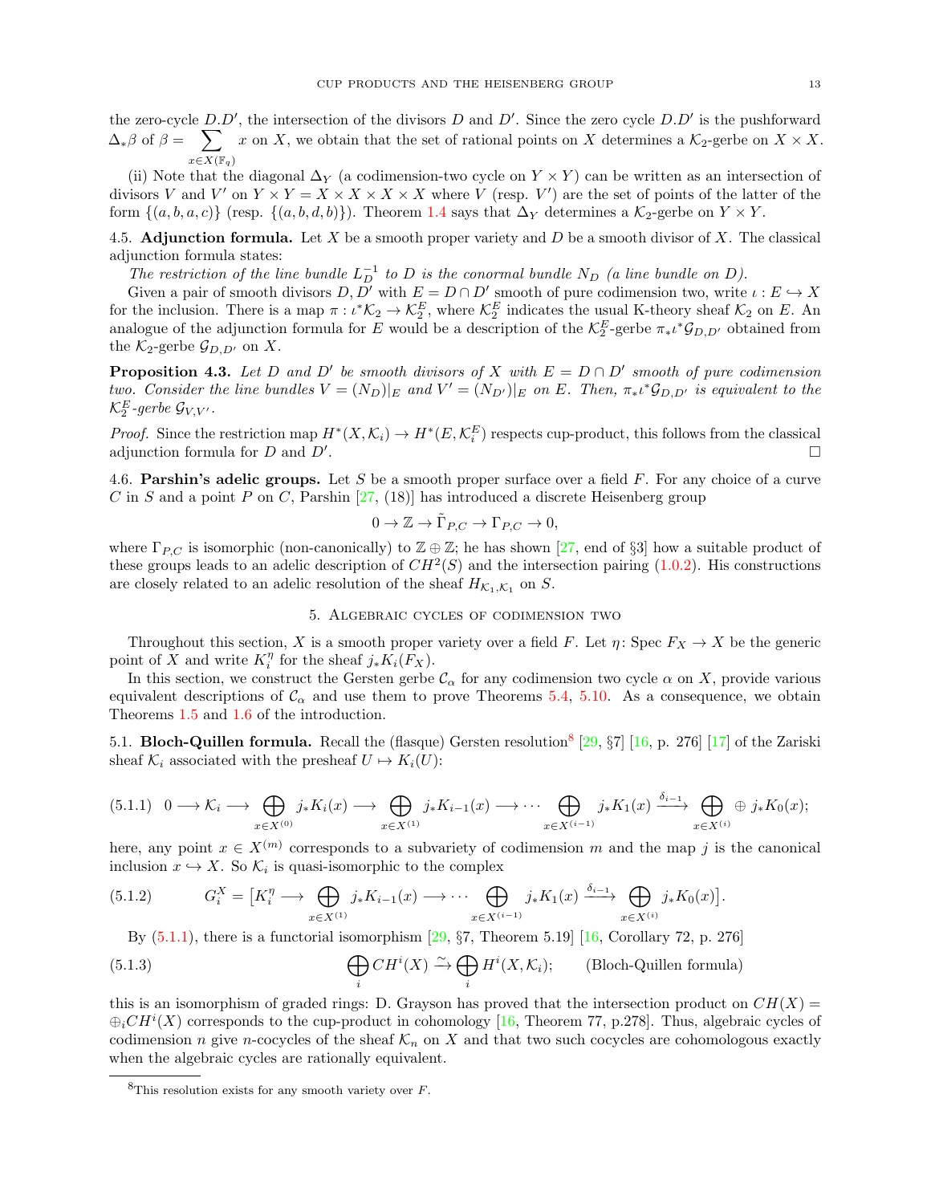the zero-cycle $D.D'$, the intersection of the divisors $D$ and $D'$. Since the zero cycle $D.D'$ is the pushforward $\Delta_*\beta$ of $\beta = \sum_{x \in X(\mathbb{F}_q)} x$ on $X$, we obtain that the set of rational points on $X$ determines a $\mathcal{K}_2$-gerbe on $X \times X$.

(ii) Note that the diagonal $\Delta_Y$ (a codimension-two cycle on $Y \times Y$) can be written as an intersection of divisors $V$ and $V'$ on $Y \times Y = X \times X \times X \times X$ where $V$ (resp. $V'$) are the set of points of the latter of the form $\{(a, b, a, c)\}$ (resp. $\{(a, b, d, b)\}$). Theorem 1.4 says that $\Delta_Y$ determines a $\mathcal{K}_2$-gerbe on $Y \times Y$.

4.5. **Adjunction formula.** Let $X$ be a smooth proper variety and $D$ be a smooth divisor of $X$. The classical adjunction formula states:

*The restriction of the line bundle $L_D^{-1}$ to $D$ is the conormal bundle $N_D$ (a line bundle on $D$).*

Given a pair of smooth divisors $D, D'$ with $E = D \cap D'$ smooth of pure codimension two, write $\iota : E \hookrightarrow X$ for the inclusion. There is a map $\pi : \iota^*\mathcal{K}_2 \to \mathcal{K}_2^E$, where $\mathcal{K}_2^E$ indicates the usual K-theory sheaf $\mathcal{K}_2$ on $E$. An analogue of the adjunction formula for $E$ would be a description of the $\mathcal{K}_2^E$-gerbe $\pi_*\iota^*\mathcal{G}_{D,D'}$ obtained from the $\mathcal{K}_2$-gerbe $\mathcal{G}_{D,D'}$ on $X$.

**Proposition 4.3.** *Let $D$ and $D'$ be smooth divisors of $X$ with $E = D \cap D'$ smooth of pure codimension two. Consider the line bundles $V = (N_D)|_E$ and $V' = (N_{D'})|_E$ on $E$. Then, $\pi_*\iota^*\mathcal{G}_{D,D'}$ is equivalent to the $\mathcal{K}_2^E$-gerbe $\mathcal{G}_{V,V'}$.*

*Proof.* Since the restriction map $H^*(X, \mathcal{K}_i) \to H^*(E, \mathcal{K}_i^E)$ respects cup-product, this follows from the classical adjunction formula for $D$ and $D'$. □

4.6. **Parshin's adelic groups.** Let $S$ be a smooth proper surface over a field $F$. For any choice of a curve $C$ in $S$ and a point $P$ on $C$, Parshin [27, (18)] has introduced a discrete Heisenberg group

$$0 \to \mathbb{Z} \to \tilde{\Gamma}_{P,C} \to \Gamma_{P,C} \to 0,$$

where $\Gamma_{P,C}$ is isomorphic (non-canonically) to $\mathbb{Z} \oplus \mathbb{Z}$; he has shown [27, end of §3] how a suitable product of these groups leads to an adelic description of $CH^2(S)$ and the intersection pairing (1.0.2). His constructions are closely related to an adelic resolution of the sheaf $H_{\mathcal{K}_1,\mathcal{K}_1}$ on $S$.

## 5. Algebraic cycles of codimension two

Throughout this section, $X$ is a smooth proper variety over a field $F$. Let $\eta$: Spec $F_X \to X$ be the generic point of $X$ and write $K_i^\eta$ for the sheaf $j_*K_i(F_X)$.

In this section, we construct the Gersten gerbe $\mathcal{C}_\alpha$ for any codimension two cycle $\alpha$ on $X$, provide various equivalent descriptions of $\mathcal{C}_\alpha$ and use them to prove Theorems 5.4, 5.10. As a consequence, we obtain Theorems 1.5 and 1.6 of the introduction.

5.1. **Bloch-Quillen formula.** Recall the (flasque) Gersten resolution[8] [29, §7] [16, p. 276] [17] of the Zariski sheaf $\mathcal{K}_i$ associated with the presheaf $U \mapsto K_i(U)$:

$$0 \longrightarrow \mathcal{K}_i \longrightarrow \bigoplus_{x \in X^{(0)}} j_*K_i(x) \longrightarrow \bigoplus_{x \in X^{(1)}} j_*K_{i-1}(x) \longrightarrow \cdots \bigoplus_{x \in X^{(i-1)}} j_*K_1(x) \xrightarrow{\delta_{i-1}} \bigoplus_{x \in X^{(i)}} \oplus\, j_*K_0(x); \tag{5.1.1}$$

here, any point $x \in X^{(m)}$ corresponds to a subvariety of codimension $m$ and the map $j$ is the canonical inclusion $x \hookrightarrow X$. So $\mathcal{K}_i$ is quasi-isomorphic to the complex

$$G_i^X = \big[K_i^\eta \longrightarrow \bigoplus_{x \in X^{(1)}} j_*K_{i-1}(x) \longrightarrow \cdots \bigoplus_{x \in X^{(i-1)}} j_*K_1(x) \xrightarrow{\delta_{i-1}} \bigoplus_{x \in X^{(i)}} j_*K_0(x)\big]. \tag{5.1.2}$$

By (5.1.1), there is a functorial isomorphism [29, §7, Theorem 5.19] [16, Corollary 72, p. 276]

$$\bigoplus_i CH^i(X) \xrightarrow{\sim} \bigoplus_i H^i(X, \mathcal{K}_i); \qquad \text{(Bloch-Quillen formula)} \tag{5.1.3}$$

this is an isomorphism of graded rings: D. Grayson has proved that the intersection product on $CH(X) = \oplus_i CH^i(X)$ corresponds to the cup-product in cohomology [16, Theorem 77, p.278]. Thus, algebraic cycles of codimension $n$ give $n$-cocycles of the sheaf $\mathcal{K}_n$ on $X$ and that two such cocycles are cohomologous exactly when the algebraic cycles are rationally equivalent.

[8] This resolution exists for any smooth variety over $F$.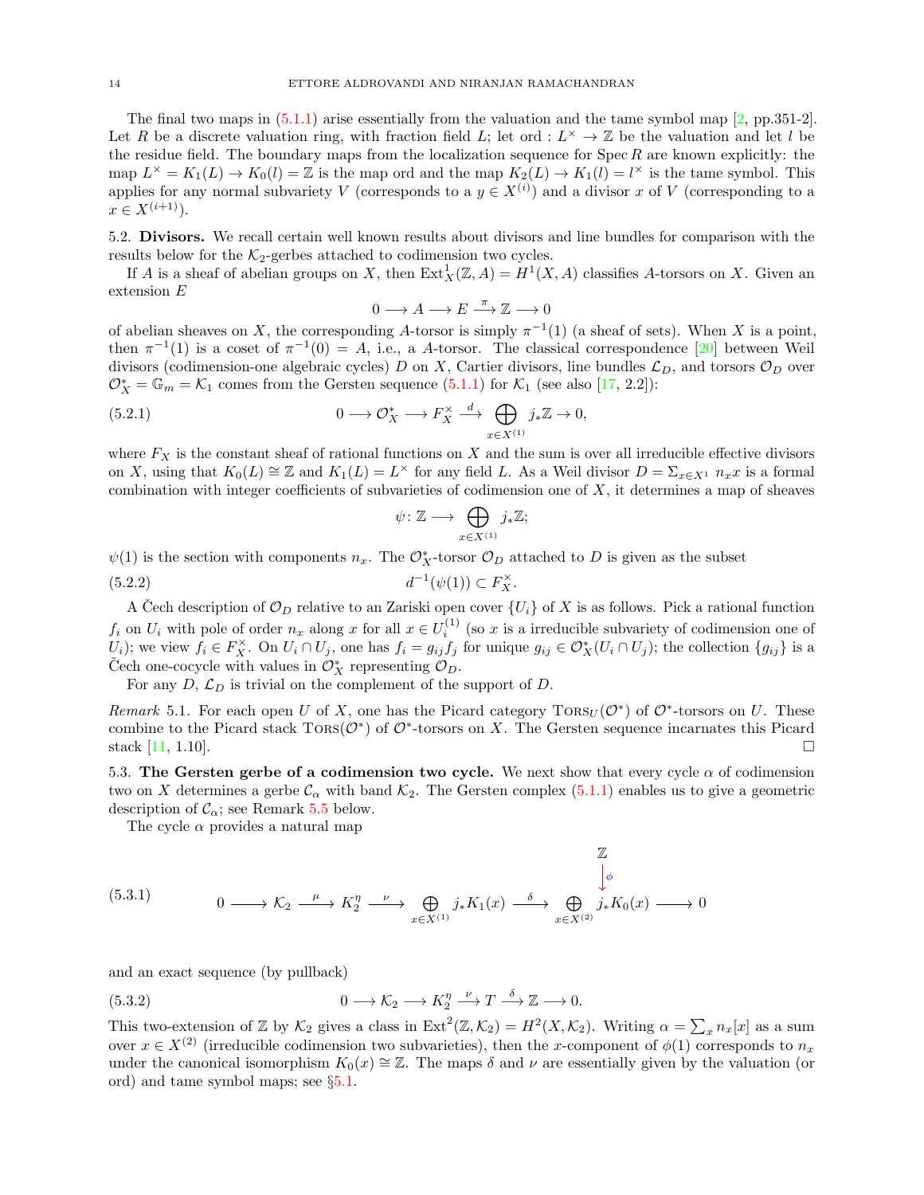The final two maps in (5.1.1) arise essentially from the valuation and the tame symbol map [2, pp.351-2]. Let $R$ be a discrete valuation ring, with fraction field $L$; let $\mathrm{ord} : L^\times \to \mathbb{Z}$ be the valuation and let $l$ be the residue field. The boundary maps from the localization sequence for $\operatorname{Spec} R$ are known explicitly: the map $L^\times = K_1(L) \to K_0(l) = \mathbb{Z}$ is the map ord and the map $K_2(L) \to K_1(l) = l^\times$ is the tame symbol. This applies for any normal subvariety $V$ (corresponds to a $y \in X^{(i)}$) and a divisor $x$ of $V$ (corresponding to a $x \in X^{(i+1)}$).

5.2. **Divisors.** We recall certain well known results about divisors and line bundles for comparison with the results below for the $\mathcal{K}_2$-gerbes attached to codimension two cycles.

If $A$ is a sheaf of abelian groups on $X$, then $\operatorname{Ext}^1_X(\mathbb{Z}, A) = H^1(X, A)$ classifies $A$-torsors on $X$. Given an extension $E$

$$0 \longrightarrow A \longrightarrow E \xrightarrow{\pi} \mathbb{Z} \longrightarrow 0$$

of abelian sheaves on $X$, the corresponding $A$-torsor is simply $\pi^{-1}(1)$ (a sheaf of sets). When $X$ is a point, then $\pi^{-1}(1)$ is a coset of $\pi^{-1}(0) = A$, i.e., a $A$-torsor. The classical correspondence [20] between Weil divisors (codimension-one algebraic cycles) $D$ on $X$, Cartier divisors, line bundles $\mathcal{L}_D$, and torsors $\mathcal{O}_D$ over $\mathcal{O}_X^* = \mathbb{G}_m = \mathcal{K}_1$ comes from the Gersten sequence (5.1.1) for $\mathcal{K}_1$ (see also [17, 2.2]):

$$0 \longrightarrow \mathcal{O}_X^* \longrightarrow F_X^\times \xrightarrow{d} \bigoplus_{x \in X^{(1)}} j_* \mathbb{Z} \to 0, \tag{5.2.1}$$

where $F_X$ is the constant sheaf of rational functions on $X$ and the sum is over all irreducible effective divisors on $X$, using that $K_0(L) \cong \mathbb{Z}$ and $K_1(L) = L^\times$ for any field $L$. As a Weil divisor $D = \Sigma_{x \in X^1} n_x x$ is a formal combination with integer coefficients of subvarieties of codimension one of $X$, it determines a map of sheaves

$$\psi \colon \mathbb{Z} \longrightarrow \bigoplus_{x \in X^{(1)}} j_* \mathbb{Z};$$

$\psi(1)$ is the section with components $n_x$. The $\mathcal{O}_X^*$-torsor $\mathcal{O}_D$ attached to $D$ is given as the subset

$$d^{-1}(\psi(1)) \subset F_X^\times. \tag{5.2.2}$$

A Čech description of $\mathcal{O}_D$ relative to an Zariski open cover $\{U_i\}$ of $X$ is as follows. Pick a rational function $f_i$ on $U_i$ with pole of order $n_x$ along $x$ for all $x \in U_i^{(1)}$ (so $x$ is a irreducible subvariety of codimension one of $U_i$); we view $f_i \in F_X^\times$. On $U_i \cap U_j$, one has $f_i = g_{ij} f_j$ for unique $g_{ij} \in \mathcal{O}_X^*(U_i \cap U_j)$; the collection $\{g_{ij}\}$ is a Čech one-cocycle with values in $\mathcal{O}_X^*$ representing $\mathcal{O}_D$.

For any $D$, $\mathcal{L}_D$ is trivial on the complement of the support of $D$.

*Remark* 5.1. For each open $U$ of $X$, one has the Picard category $\mathrm{TORS}_U(\mathcal{O}^*)$ of $\mathcal{O}^*$-torsors on $U$. These combine to the Picard stack $\mathrm{TORS}(\mathcal{O}^*)$ of $\mathcal{O}^*$-torsors on $X$. The Gersten sequence incarnates this Picard stack [11, 1.10]. □

5.3. **The Gersten gerbe of a codimension two cycle.** We next show that every cycle $\alpha$ of codimension two on $X$ determines a gerbe $\mathcal{C}_\alpha$ with band $\mathcal{K}_2$. The Gersten complex (5.1.1) enables us to give a geometric description of $\mathcal{C}_\alpha$; see Remark 5.5 below.

The cycle $\alpha$ provides a natural map

$$\begin{array}{ccccccccc} & & & & & & \mathbb{Z} & & \\ & & & & & & \downarrow{\scriptstyle \phi} & & \\ 0 \longrightarrow \mathcal{K}_2 & \xrightarrow{\mu} & K_2^\eta & \xrightarrow{\nu} & \bigoplus_{x \in X^{(1)}} j_* K_1(x) & \xrightarrow{\delta} & \bigoplus_{x \in X^{(2)}} j_* K_0(x) & \longrightarrow & 0 \end{array} \tag{5.3.1}$$

and an exact sequence (by pullback)

$$0 \longrightarrow \mathcal{K}_2 \longrightarrow K_2^\eta \xrightarrow{\nu} T \xrightarrow{\delta} \mathbb{Z} \longrightarrow 0. \tag{5.3.2}$$

This two-extension of $\mathbb{Z}$ by $\mathcal{K}_2$ gives a class in $\operatorname{Ext}^2(\mathbb{Z}, \mathcal{K}_2) = H^2(X, \mathcal{K}_2)$. Writing $\alpha = \sum_x n_x [x]$ as a sum over $x \in X^{(2)}$ (irreducible codimension two subvarieties), then the $x$-component of $\phi(1)$ corresponds to $n_x$ under the canonical isomorphism $K_0(x) \cong \mathbb{Z}$. The maps $\delta$ and $\nu$ are essentially given by the valuation (or ord) and tame symbol maps; see §5.1.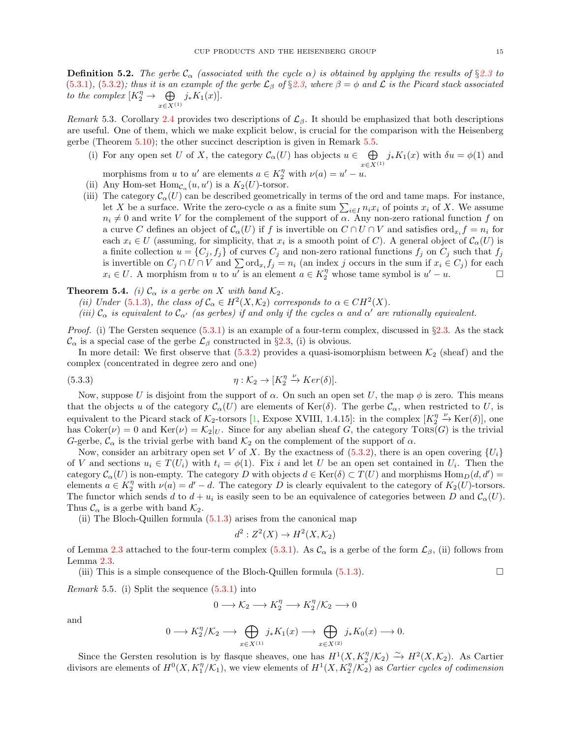**Definition 5.2.** *The gerbe $\mathcal{C}_\alpha$ (associated with the cycle $\alpha$) is obtained by applying the results of §2.3 to (5.3.1), (5.3.2); thus it is an example of the gerbe $\mathcal{L}_\beta$ of §2.3, where $\beta = \phi$ and $\mathcal{L}$ is the Picard stack associated to the complex $[K_2^\eta \to \bigoplus_{x \in X^{(1)}} j_* K_1(x)]$.*

*Remark* 5.3. Corollary 2.4 provides two descriptions of $\mathcal{L}_\beta$. It should be emphasized that both descriptions are useful. One of them, which we make explicit below, is crucial for the comparison with the Heisenberg gerbe (Theorem 5.10); the other succinct description is given in Remark 5.5.

- (i) For any open set $U$ of $X$, the category $\mathcal{C}_\alpha(U)$ has objects $u \in \bigoplus_{x \in X^{(1)}} j_* K_1(x)$ with $\delta u = \phi(1)$ and morphisms from $u$ to $u'$ are elements $a \in K_2^\eta$ with $\nu(a) = u' - u$.
- (ii) Any Hom-set $\mathrm{Hom}_{\mathcal{C}_\alpha}(u, u')$ is a $K_2(U)$-torsor.
- (iii) The category $\mathcal{C}_\alpha(U)$ can be described geometrically in terms of the ord and tame maps. For instance, let $X$ be a surface. Write the zero-cycle $\alpha$ as a finite sum $\sum_{i \in I} n_i x_i$ of points $x_i$ of $X$. We assume $n_i \neq 0$ and write $V$ for the complement of the support of $\alpha$. Any non-zero rational function $f$ on a curve $C$ defines an object of $\mathcal{C}_\alpha(U)$ if $f$ is invertible on $C \cap U \cap V$ and satisfies $\mathrm{ord}_{x_i} f = n_i$ for each $x_i \in U$ (assuming, for simplicity, that $x_i$ is a smooth point of $C$). A general object of $\mathcal{C}_\alpha(U)$ is a finite collection $u = \{C_j, f_j\}$ of curves $C_j$ and non-zero rational functions $f_j$ on $C_j$ such that $f_j$ is invertible on $C_j \cap U \cap V$ and $\sum \mathrm{ord}_{x_i} f_j = n_i$ (an index $j$ occurs in the sum if $x_i \in C_j$) for each $x_i \in U$. A morphism from $u$ to $u'$ is an element $a \in K_2^\eta$ whose tame symbol is $u' - u$. □

**Theorem 5.4.** *(i) $\mathcal{C}_\alpha$ is a gerbe on $X$ with band $\mathcal{K}_2$.*
*(ii) Under (5.1.3), the class of $\mathcal{C}_\alpha \in H^2(X, \mathcal{K}_2)$ corresponds to $\alpha \in CH^2(X)$.*
*(iii) $\mathcal{C}_\alpha$ is equivalent to $\mathcal{C}_{\alpha'}$ (as gerbes) if and only if the cycles $\alpha$ and $\alpha'$ are rationally equivalent.*

*Proof.* (i) The Gersten sequence (5.3.1) is an example of a four-term complex, discussed in §2.3. As the stack $\mathcal{C}_\alpha$ is a special case of the gerbe $\mathcal{L}_\beta$ constructed in §2.3, (i) is obvious.

In more detail: We first observe that (5.3.2) provides a quasi-isomorphism between $\mathcal{K}_2$ (sheaf) and the complex (concentrated in degree zero and one)

$$\eta : \mathcal{K}_2 \to [K_2^\eta \xrightarrow{\nu} Ker(\delta)]. \tag{5.3.3}$$

Now, suppose $U$ is disjoint from the support of $\alpha$. On such an open set $U$, the map $\phi$ is zero. This means that the objects $u$ of the category $\mathcal{C}_\alpha(U)$ are elements of $\mathrm{Ker}(\delta)$. The gerbe $\mathcal{C}_\alpha$, when restricted to $U$, is equivalent to the Picard stack of $\mathcal{K}_2$-torsors [1, Expose XVIII, 1.4.15]: in the complex $[K_2^\eta \xrightarrow{\nu} \mathrm{Ker}(\delta)]$, one has $\mathrm{Coker}(\nu) = 0$ and $\mathrm{Ker}(\nu) = \mathcal{K}_2|_U$. Since for any abelian sheaf $G$, the category $\mathrm{Tors}(G)$ is the trivial $G$-gerbe, $\mathcal{C}_\alpha$ is the trivial gerbe with band $\mathcal{K}_2$ on the complement of the support of $\alpha$.

Now, consider an arbitrary open set $V$ of $X$. By the exactness of (5.3.2), there is an open covering $\{U_i\}$ of $V$ and sections $u_i \in T(U_i)$ with $t_i = \phi(1)$. Fix $i$ and let $U$ be an open set contained in $U_i$. Then the category $\mathcal{C}_\alpha(U)$ is non-empty. The category $D$ with objects $d \in \mathrm{Ker}(\delta) \subset T(U)$ and morphisms $\mathrm{Hom}_D(d, d') =$ elements $a \in K_2^\eta$ with $\nu(a) = d' - d$. The category $D$ is clearly equivalent to the category of $K_2(U)$-torsors. The functor which sends $d$ to $d + u_i$ is easily seen to be an equivalence of categories between $D$ and $\mathcal{C}_\alpha(U)$. Thus $\mathcal{C}_\alpha$ is a gerbe with band $\mathcal{K}_2$.

(ii) The Bloch-Quillen formula (5.1.3) arises from the canonical map

$$d^2 : Z^2(X) \to H^2(X, \mathcal{K}_2)$$

of Lemma 2.3 attached to the four-term complex (5.3.1). As $\mathcal{C}_\alpha$ is a gerbe of the form $\mathcal{L}_\beta$, (ii) follows from Lemma 2.3.

(iii) This is a simple consequence of the Bloch-Quillen formula (5.1.3). □

*Remark* 5.5. (i) Split the sequence (5.3.1) into

$$0 \longrightarrow \mathcal{K}_2 \longrightarrow K_2^\eta \longrightarrow K_2^\eta / \mathcal{K}_2 \longrightarrow 0$$

and

$$0 \longrightarrow K_2^\eta / \mathcal{K}_2 \longrightarrow \bigoplus_{x \in X^{(1)}} j_* K_1(x) \longrightarrow \bigoplus_{x \in X^{(2)}} j_* K_0(x) \longrightarrow 0.$$

Since the Gersten resolution is by flasque sheaves, one has $H^1(X, K_2^\eta/\mathcal{K}_2) \xrightarrow{\sim} H^2(X, \mathcal{K}_2)$. As Cartier divisors are elements of $H^0(X, K_1^\eta/\mathcal{K}_1)$, we view elements of $H^1(X, K_2^\eta/\mathcal{K}_2)$ as *Cartier cycles of codimension*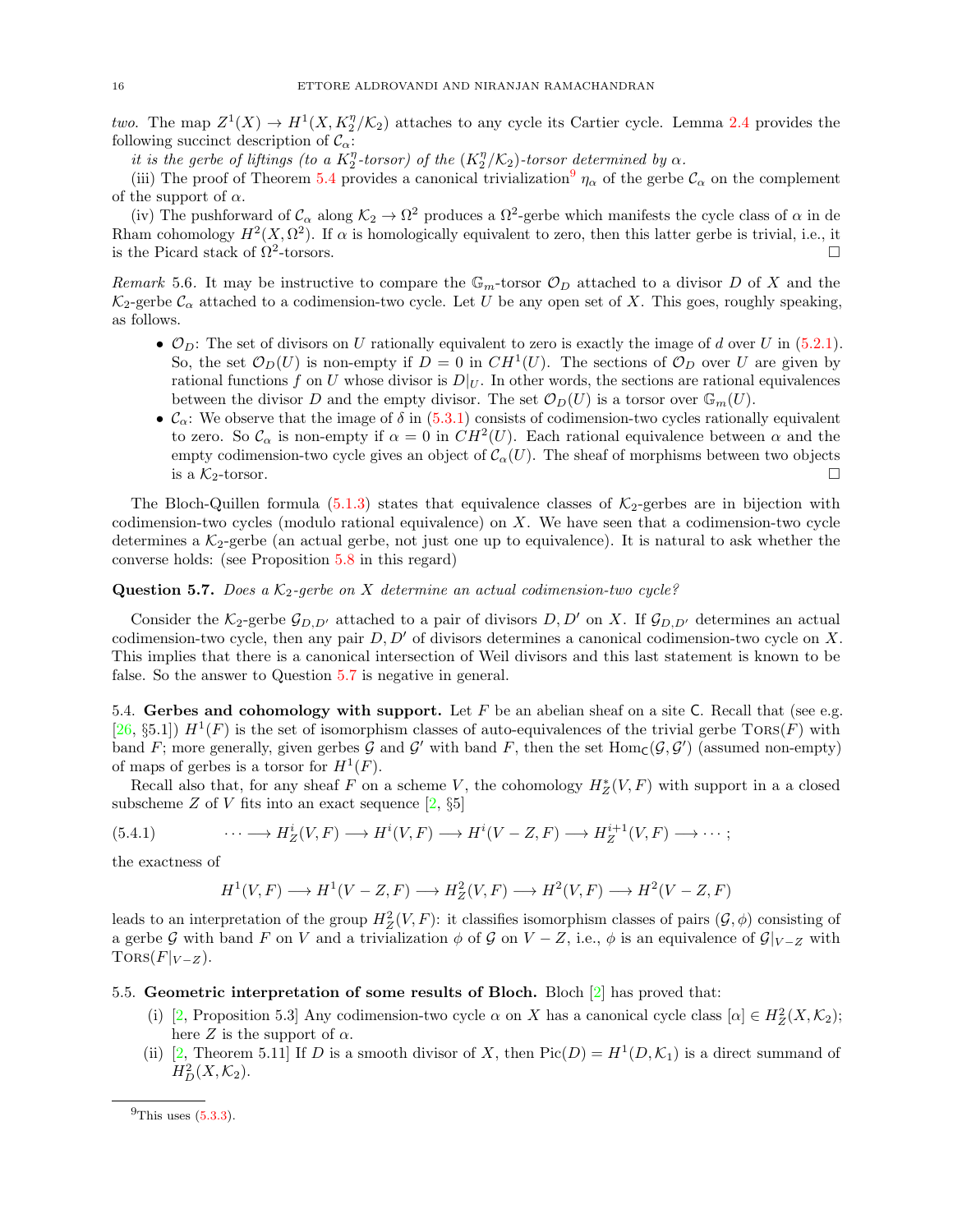*two.* The map $Z^1(X) \to H^1(X, K_2^\eta/\mathcal{K}_2)$ attaches to any cycle its Cartier cycle. Lemma 2.4 provides the following succinct description of $\mathcal{C}_\alpha$:

*it is the gerbe of liftings (to a $K_2^\eta$-torsor) of the $(K_2^\eta/\mathcal{K}_2)$-torsor determined by $\alpha$.*

(iii) The proof of Theorem 5.4 provides a canonical trivialization[9] $\eta_\alpha$ of the gerbe $\mathcal{C}_\alpha$ on the complement of the support of $\alpha$.

(iv) The pushforward of $\mathcal{C}_\alpha$ along $\mathcal{K}_2 \to \Omega^2$ produces a $\Omega^2$-gerbe which manifests the cycle class of $\alpha$ in de Rham cohomology $H^2(X, \Omega^2)$. If $\alpha$ is homologically equivalent to zero, then this latter gerbe is trivial, i.e., it is the Picard stack of $\Omega^2$-torsors. □

*Remark* 5.6. It may be instructive to compare the $\mathbb{G}_m$-torsor $\mathcal{O}_D$ attached to a divisor $D$ of $X$ and the $\mathcal{K}_2$-gerbe $\mathcal{C}_\alpha$ attached to a codimension-two cycle. Let $U$ be any open set of $X$. This goes, roughly speaking, as follows.

- $\mathcal{O}_D$: The set of divisors on $U$ rationally equivalent to zero is exactly the image of $d$ over $U$ in (5.2.1). So, the set $\mathcal{O}_D(U)$ is non-empty if $D = 0$ in $CH^1(U)$. The sections of $\mathcal{O}_D$ over $U$ are given by rational functions $f$ on $U$ whose divisor is $D|_U$. In other words, the sections are rational equivalences between the divisor $D$ and the empty divisor. The set $\mathcal{O}_D(U)$ is a torsor over $\mathbb{G}_m(U)$.
- $\mathcal{C}_\alpha$: We observe that the image of $\delta$ in (5.3.1) consists of codimension-two cycles rationally equivalent to zero. So $\mathcal{C}_\alpha$ is non-empty if $\alpha = 0$ in $CH^2(U)$. Each rational equivalence between $\alpha$ and the empty codimension-two cycle gives an object of $\mathcal{C}_\alpha(U)$. The sheaf of morphisms between two objects is a $\mathcal{K}_2$-torsor. □

The Bloch-Quillen formula (5.1.3) states that equivalence classes of $\mathcal{K}_2$-gerbes are in bijection with codimension-two cycles (modulo rational equivalence) on $X$. We have seen that a codimension-two cycle determines a $\mathcal{K}_2$-gerbe (an actual gerbe, not just one up to equivalence). It is natural to ask whether the converse holds: (see Proposition 5.8 in this regard)

**Question 5.7.** *Does a $\mathcal{K}_2$-gerbe on $X$ determine an actual codimension-two cycle?*

Consider the $\mathcal{K}_2$-gerbe $\mathcal{G}_{D,D'}$ attached to a pair of divisors $D, D'$ on $X$. If $\mathcal{G}_{D,D'}$ determines an actual codimension-two cycle, then any pair $D, D'$ of divisors determines a canonical codimension-two cycle on $X$. This implies that there is a canonical intersection of Weil divisors and this last statement is known to be false. So the answer to Question 5.7 is negative in general.

5.4. **Gerbes and cohomology with support.** Let $F$ be an abelian sheaf on a site $\mathsf{C}$. Recall that (see e.g. [26, §5.1]) $H^1(F)$ is the set of isomorphism classes of auto-equivalences of the trivial gerbe $\textsc{Tors}(F)$ with band $F$; more generally, given gerbes $\mathcal{G}$ and $\mathcal{G}'$ with band $F$, then the set $\mathrm{Hom}_{\mathsf{C}}(\mathcal{G}, \mathcal{G}')$ (assumed non-empty) of maps of gerbes is a torsor for $H^1(F)$.

Recall also that, for any sheaf $F$ on a scheme $V$, the cohomology $H^*_Z(V, F)$ with support in a a closed subscheme $Z$ of $V$ fits into an exact sequence [2, §5]

$$\cdots \longrightarrow H^i_Z(V,F) \longrightarrow H^i(V,F) \longrightarrow H^i(V-Z,F) \longrightarrow H^{i+1}_Z(V,F) \longrightarrow \cdots ; \tag{5.4.1}$$

the exactness of

$$H^1(V,F) \longrightarrow H^1(V-Z,F) \longrightarrow H^2_Z(V,F) \longrightarrow H^2(V,F) \longrightarrow H^2(V-Z,F)$$

leads to an interpretation of the group $H^2_Z(V,F)$: it classifies isomorphism classes of pairs $(\mathcal{G}, \phi)$ consisting of a gerbe $\mathcal{G}$ with band $F$ on $V$ and a trivialization $\phi$ of $\mathcal{G}$ on $V - Z$, i.e., $\phi$ is an equivalence of $\mathcal{G}|_{V-Z}$ with $\textsc{Tors}(F|_{V-Z})$.

5.5. **Geometric interpretation of some results of Bloch.** Bloch [2] has proved that:

(i) [2, Proposition 5.3] Any codimension-two cycle $\alpha$ on $X$ has a canonical cycle class $[\alpha] \in H^2_Z(X, \mathcal{K}_2)$; here $Z$ is the support of $\alpha$.

(ii) [2, Theorem 5.11] If $D$ is a smooth divisor of $X$, then $\mathrm{Pic}(D) = H^1(D, \mathcal{K}_1)$ is a direct summand of $H^2_D(X, \mathcal{K}_2)$.

[9] This uses (5.3.3).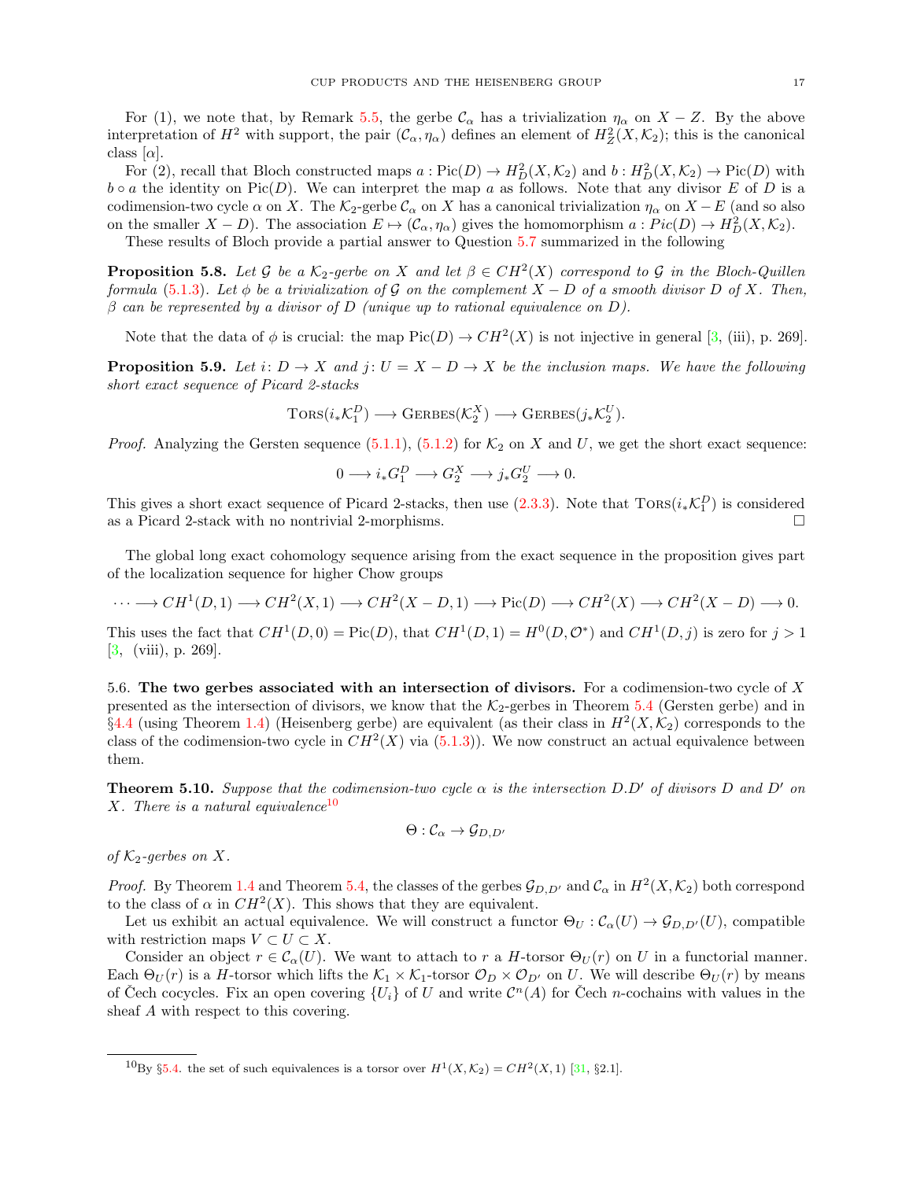For (1), we note that, by Remark 5.5, the gerbe $\mathcal{C}_\alpha$ has a trivialization $\eta_\alpha$ on $X - Z$. By the above interpretation of $H^2$ with support, the pair $(\mathcal{C}_\alpha, \eta_\alpha)$ defines an element of $H^2_Z(X, \mathcal{K}_2)$; this is the canonical class $[\alpha]$.

For (2), recall that Bloch constructed maps $a : \mathrm{Pic}(D) \to H^2_D(X, \mathcal{K}_2)$ and $b : H^2_D(X, \mathcal{K}_2) \to \mathrm{Pic}(D)$ with $b \circ a$ the identity on $\mathrm{Pic}(D)$. We can interpret the map $a$ as follows. Note that any divisor $E$ of $D$ is a codimension-two cycle $\alpha$ on $X$. The $\mathcal{K}_2$-gerbe $\mathcal{C}_\alpha$ on $X$ has a canonical trivialization $\eta_\alpha$ on $X - E$ (and so also on the smaller $X - D$). The association $E \mapsto (\mathcal{C}_\alpha, \eta_\alpha)$ gives the homomorphism $a : Pic(D) \to H^2_D(X, \mathcal{K}_2)$.

These results of Bloch provide a partial answer to Question 5.7 summarized in the following

**Proposition 5.8.** *Let $\mathcal{G}$ be a $\mathcal{K}_2$-gerbe on $X$ and let $\beta \in CH^2(X)$ correspond to $\mathcal{G}$ in the Bloch-Quillen formula (5.1.3). Let $\phi$ be a trivialization of $\mathcal{G}$ on the complement $X - D$ of a smooth divisor $D$ of $X$. Then, $\beta$ can be represented by a divisor of $D$ (unique up to rational equivalence on $D$).*

Note that the data of $\phi$ is crucial: the map $\mathrm{Pic}(D) \to CH^2(X)$ is not injective in general [3, (iii), p. 269].

**Proposition 5.9.** *Let $i : D \to X$ and $j : U = X - D \to X$ be the inclusion maps. We have the following short exact sequence of Picard 2-stacks*

$$\mathrm{TORS}(i_*\mathcal{K}_1^D) \longrightarrow \mathrm{GERBES}(\mathcal{K}_2^X) \longrightarrow \mathrm{GERBES}(j_*\mathcal{K}_2^U).$$

*Proof.* Analyzing the Gersten sequence (5.1.1), (5.1.2) for $\mathcal{K}_2$ on $X$ and $U$, we get the short exact sequence:

$$0 \longrightarrow i_* G_1^D \longrightarrow G_2^X \longrightarrow j_* G_2^U \longrightarrow 0.$$

This gives a short exact sequence of Picard 2-stacks, then use (2.3.3). Note that $\mathrm{TORS}(i_*\mathcal{K}_1^D)$ is considered as a Picard 2-stack with no nontrivial 2-morphisms. $\square$

The global long exact cohomology sequence arising from the exact sequence in the proposition gives part of the localization sequence for higher Chow groups

$$\cdots \longrightarrow CH^1(D,1) \longrightarrow CH^2(X,1) \longrightarrow CH^2(X-D,1) \longrightarrow \mathrm{Pic}(D) \longrightarrow CH^2(X) \longrightarrow CH^2(X-D) \longrightarrow 0.$$

This uses the fact that $CH^1(D,0) = \mathrm{Pic}(D)$, that $CH^1(D,1) = H^0(D, \mathcal{O}^*)$ and $CH^1(D,j)$ is zero for $j > 1$ [3, (viii), p. 269].

5.6. **The two gerbes associated with an intersection of divisors.** For a codimension-two cycle of $X$ presented as the intersection of divisors, we know that the $\mathcal{K}_2$-gerbes in Theorem 5.4 (Gersten gerbe) and in §4.4 (using Theorem 1.4) (Heisenberg gerbe) are equivalent (as their class in $H^2(X, \mathcal{K}_2)$ corresponds to the class of the codimension-two cycle in $CH^2(X)$ via (5.1.3)). We now construct an actual equivalence between them.

**Theorem 5.10.** *Suppose that the codimension-two cycle $\alpha$ is the intersection $D.D'$ of divisors $D$ and $D'$ on $X$. There is a natural equivalence*[10]

$$\Theta : \mathcal{C}_\alpha \to \mathcal{G}_{D,D'}$$

*of $\mathcal{K}_2$-gerbes on $X$.*

*Proof.* By Theorem 1.4 and Theorem 5.4, the classes of the gerbes $\mathcal{G}_{D,D'}$ and $\mathcal{C}_\alpha$ in $H^2(X, \mathcal{K}_2)$ both correspond to the class of $\alpha$ in $CH^2(X)$. This shows that they are equivalent.

Let us exhibit an actual equivalence. We will construct a functor $\Theta_U : \mathcal{C}_\alpha(U) \to \mathcal{G}_{D,D'}(U)$, compatible with restriction maps $V \subset U \subset X$.

Consider an object $r \in \mathcal{C}_\alpha(U)$. We want to attach to $r$ a $H$-torsor $\Theta_U(r)$ on $U$ in a functorial manner. Each $\Theta_U(r)$ is a $H$-torsor which lifts the $\mathcal{K}_1 \times \mathcal{K}_1$-torsor $\mathcal{O}_D \times \mathcal{O}_{D'}$ on $U$. We will describe $\Theta_U(r)$ by means of Čech cocycles. Fix an open covering $\{U_i\}$ of $U$ and write $\mathcal{C}^n(A)$ for Čech $n$-cochains with values in the sheaf $A$ with respect to this covering.

[10] By §5.4. the set of such equivalences is a torsor over $H^1(X, \mathcal{K}_2) = CH^2(X, 1)$ [31, §2.1].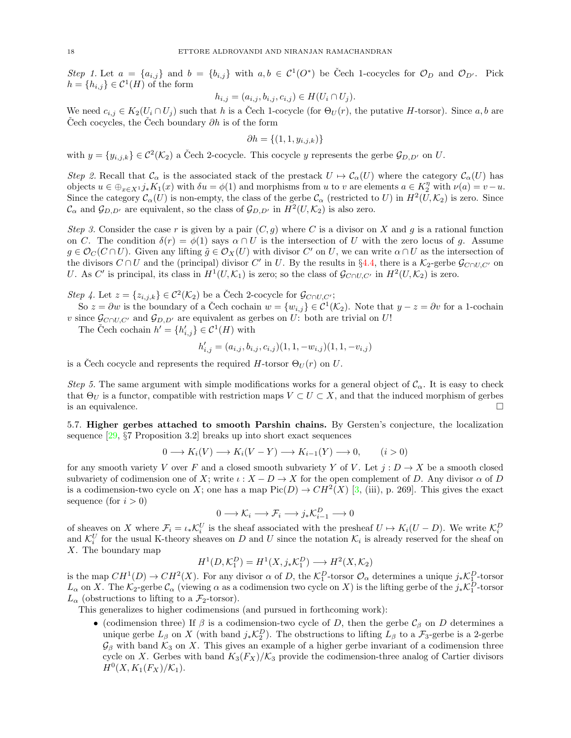*Step 1.* Let $a = \{a_{i,j}\}$ and $b = \{b_{i,j}\}$ with $a, b \in \mathcal{C}^1(O^*)$ be Čech 1-cocycles for $\mathcal{O}_D$ and $\mathcal{O}_{D'}$. Pick $h = \{h_{i,j}\} \in \mathcal{C}^1(H)$ of the form

$$h_{i,j} = (a_{i,j}, b_{i,j}, c_{i,j}) \in H(U_i \cap U_j).$$

We need $c_{i,j} \in K_2(U_i \cap U_j)$ such that $h$ is a Čech 1-cocycle (for $\Theta_U(r)$, the putative $H$-torsor). Since $a, b$ are Čech cocycles, the Čech boundary $\partial h$ is of the form

$$\partial h = \{(1, 1, y_{i,j,k})\}$$

with $y = \{y_{i,j,k}\} \in \mathcal{C}^2(\mathcal{K}_2)$ a Čech 2-cocycle. This cocycle $y$ represents the gerbe $\mathcal{G}_{D,D'}$ on $U$.

*Step 2.* Recall that $\mathcal{C}_\alpha$ is the associated stack of the prestack $U \mapsto \mathcal{C}_\alpha(U)$ where the category $\mathcal{C}_\alpha(U)$ has objects $u \in \oplus_{x \in X^1} j_* K_1(x)$ with $\delta u = \phi(1)$ and morphisms from $u$ to $v$ are elements $a \in K_2^\eta$ with $\nu(a) = v - u$. Since the category $\mathcal{C}_\alpha(U)$ is non-empty, the class of the gerbe $\mathcal{C}_\alpha$ (restricted to $U$) in $H^2(U, \mathcal{K}_2)$ is zero. Since $\mathcal{C}_\alpha$ and $\mathcal{G}_{D,D'}$ are equivalent, so the class of $\mathcal{G}_{D,D'}$ in $H^2(U, \mathcal{K}_2)$ is also zero.

*Step 3.* Consider the case $r$ is given by a pair $(C, g)$ where $C$ is a divisor on $X$ and $g$ is a rational function on $C$. The condition $\delta(r) = \phi(1)$ says $\alpha \cap U$ is the intersection of $U$ with the zero locus of $g$. Assume $g \in \mathcal{O}_C(C \cap U)$. Given any lifting $\tilde{g} \in \mathcal{O}_X(U)$ with divisor $C'$ on $U$, we can write $\alpha \cap U$ as the intersection of the divisors $C \cap U$ and the (principal) divisor $C'$ in $U$. By the results in §4.4, there is a $\mathcal{K}_2$-gerbe $\mathcal{G}_{C \cap U, C'}$ on $U$. As $C'$ is principal, its class in $H^1(U, \mathcal{K}_1)$ is zero; so the class of $\mathcal{G}_{C \cap U, C'}$ in $H^2(U, \mathcal{K}_2)$ is zero.

*Step 4.* Let $z = \{z_{i,j,k}\} \in \mathcal{C}^2(\mathcal{K}_2)$ be a Čech 2-cocycle for $\mathcal{G}_{C \cap U, C'}$;

So $z = \partial w$ is the boundary of a Čech cochain $w = \{w_{i,j}\} \in \mathcal{C}^1(\mathcal{K}_2)$. Note that $y - z = \partial v$ for a 1-cochain $v$ since $\mathcal{G}_{C \cap U, C'}$ and $\mathcal{G}_{D,D'}$ are equivalent as gerbes on $U$: both are trivial on $U$!

The Čech cochain $h' = \{h'_{i,j}\} \in \mathcal{C}^1(H)$ with

$$h'_{i,j} = (a_{i,j}, b_{i,j}, c_{i,j})(1, 1, -w_{i,j})(1, 1, -v_{i,j})$$

is a Čech cocycle and represents the required $H$-torsor $\Theta_U(r)$ on $U$.

*Step 5.* The same argument with simple modifications works for a general object of $\mathcal{C}_\alpha$. It is easy to check that $\Theta_U$ is a functor, compatible with restriction maps $V \subset U \subset X$, and that the induced morphism of gerbes is an equivalence. □

**5.7. Higher gerbes attached to smooth Parshin chains.** By Gersten's conjecture, the localization sequence [29, §7 Proposition 3.2] breaks up into short exact sequences

$$0 \longrightarrow K_i(V) \longrightarrow K_i(V - Y) \longrightarrow K_{i-1}(Y) \longrightarrow 0, \qquad (i > 0)$$

for any smooth variety $V$ over $F$ and a closed smooth subvariety $Y$ of $V$. Let $j : D \to X$ be a smooth closed subvariety of codimension one of $X$; write $\iota : X - D \to X$ for the open complement of $D$. Any divisor $\alpha$ of $D$ is a codimension-two cycle on $X$; one has a map $\mathrm{Pic}(D) \to CH^2(X)$ [3, (iii), p. 269]. This gives the exact sequence (for $i > 0$)

$$0 \longrightarrow \mathcal{K}_i \longrightarrow \mathcal{F}_i \longrightarrow j_* \mathcal{K}_{i-1}^D \longrightarrow 0$$

of sheaves on $X$ where $\mathcal{F}_i = \iota_* \mathcal{K}_i^U$ is the sheaf associated with the presheaf $U \mapsto K_i(U - D)$. We write $\mathcal{K}_i^D$ and $\mathcal{K}_i^U$ for the usual K-theory sheaves on $D$ and $U$ since the notation $\mathcal{K}_i$ is already reserved for the sheaf on $X$. The boundary map

$$H^1(D, \mathcal{K}_1^D) = H^1(X, j_* \mathcal{K}_1^D) \longrightarrow H^2(X, \mathcal{K}_2)$$

is the map $CH^1(D) \to CH^2(X)$. For any divisor $\alpha$ of $D$, the $\mathcal{K}_1^D$-torsor $\mathcal{O}_\alpha$ determines a unique $j_* \mathcal{K}_1^D$-torsor $L_\alpha$ on $X$. The $\mathcal{K}_2$-gerbe $\mathcal{C}_\alpha$ (viewing $\alpha$ as a codimension two cycle on $X$) is the lifting gerbe of the $j_* \mathcal{K}_1^D$-torsor $L_\alpha$ (obstructions to lifting to a $\mathcal{F}_2$-torsor).

This generalizes to higher codimensions (and pursued in forthcoming work):

- (codimension three) If $\beta$ is a codimension-two cycle of $D$, then the gerbe $\mathcal{C}_\beta$ on $D$ determines a unique gerbe $L_\beta$ on $X$ (with band $j_* \mathcal{K}_2^D$). The obstructions to lifting $L_\beta$ to a $\mathcal{F}_3$-gerbe is a 2-gerbe $\mathcal{G}_\beta$ with band $\mathcal{K}_3$ on $X$. This gives an example of a higher gerbe invariant of a codimension three cycle on $X$. Gerbes with band $K_3(F_X)/\mathcal{K}_3$ provide the codimension-three analog of Cartier divisors $H^0(X, K_1(F_X)/\mathcal{K}_1)$.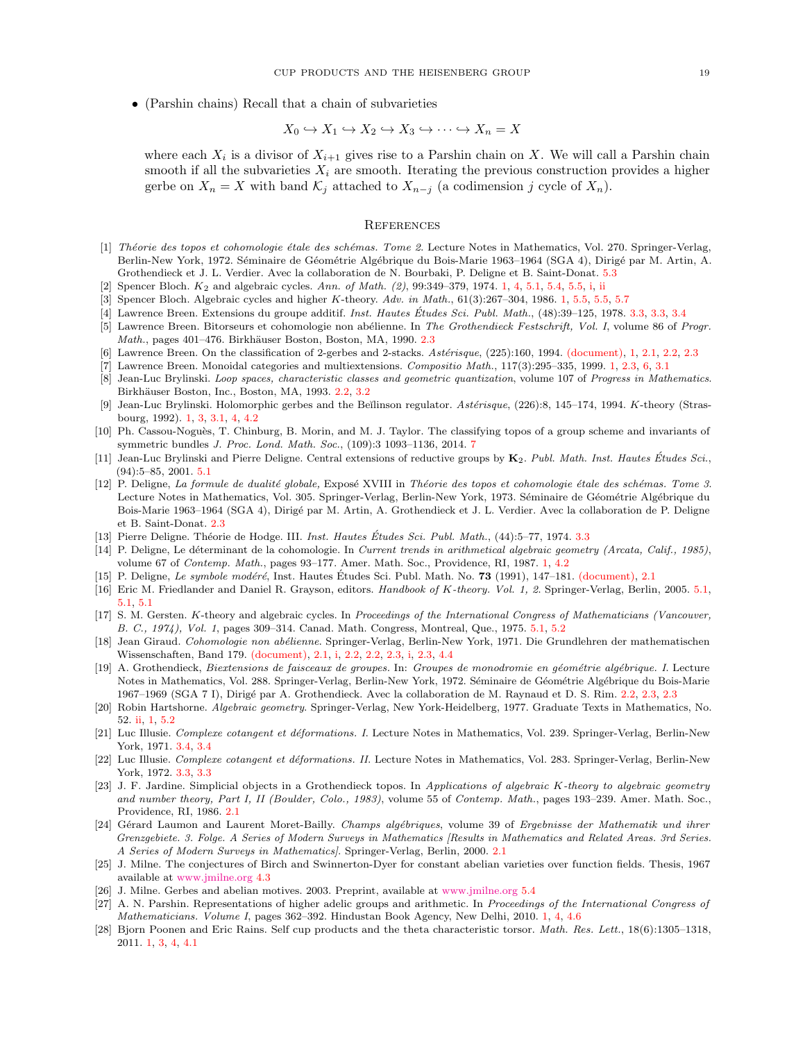- (Parshin chains) Recall that a chain of subvarieties

$$X_0 \hookrightarrow X_1 \hookrightarrow X_2 \hookrightarrow X_3 \hookrightarrow \cdots \hookrightarrow X_n = X$$

where each $X_i$ is a divisor of $X_{i+1}$ gives rise to a Parshin chain on $X$. We will call a Parshin chain smooth if all the subvarieties $X_i$ are smooth. Iterating the previous construction provides a higher gerbe on $X_n = X$ with band $\mathcal{K}_j$ attached to $X_{n-j}$ (a codimension $j$ cycle of $X_n$).

## References

[1] *Théorie des topos et cohomologie étale des schémas. Tome 2.* Lecture Notes in Mathematics, Vol. 270. Springer-Verlag, Berlin-New York, 1972. Séminaire de Géométrie Algébrique du Bois-Marie 1963–1964 (SGA 4), Dirigé par M. Artin, A. Grothendieck et J. L. Verdier. Avec la collaboration de N. Bourbaki, P. Deligne et B. Saint-Donat. 5.3

[2] Spencer Bloch. $K_2$ and algebraic cycles. *Ann. of Math. (2)*, 99:349–379, 1974. 1, 4, 5.1, 5.4, 5.5, i, ii

[3] Spencer Bloch. Algebraic cycles and higher $K$-theory. *Adv. in Math.*, 61(3):267–304, 1986. 1, 5.5, 5.5, 5.7

[4] Lawrence Breen. Extensions du groupe additif. *Inst. Hautes Études Sci. Publ. Math.*, (48):39–125, 1978. 3.3, 3.3, 3.4

[5] Lawrence Breen. Bitorseurs et cohomologie non abélienne. In *The Grothendieck Festschrift, Vol. I*, volume 86 of *Progr. Math.*, pages 401–476. Birkhäuser Boston, Boston, MA, 1990. 2.3

[6] Lawrence Breen. On the classification of 2-gerbes and 2-stacks. *Astérisque*, (225):160, 1994. (document), 1, 2.1, 2.2, 2.3

[7] Lawrence Breen. Monoidal categories and multiextensions. *Compositio Math.*, 117(3):295–335, 1999. 1, 2.3, 6, 3.1

[8] Jean-Luc Brylinski. *Loop spaces, characteristic classes and geometric quantization*, volume 107 of *Progress in Mathematics*. Birkhäuser Boston, Inc., Boston, MA, 1993. 2.2, 3.2

[9] Jean-Luc Brylinski. Holomorphic gerbes and the Beĭlinson regulator. *Astérisque*, (226):8, 145–174, 1994. $K$-theory (Strasbourg, 1992). 1, 3, 3.1, 4, 4.2

[10] Ph. Cassou-Noguès, T. Chinburg, B. Morin, and M. J. Taylor. The classifying topos of a group scheme and invariants of symmetric bundles *J. Proc. Lond. Math. Soc.*, (109):3 1093–1136, 2014. 7

[11] Jean-Luc Brylinski and Pierre Deligne. Central extensions of reductive groups by $\mathbf{K}_2$. *Publ. Math. Inst. Hautes Études Sci.*, (94):5–85, 2001. 5.1

[12] P. Deligne, *La formule de dualité globale,* Exposé XVIII in *Théorie des topos et cohomologie étale des schémas. Tome 3.* Lecture Notes in Mathematics, Vol. 305. Springer-Verlag, Berlin-New York, 1973. Séminaire de Géométrie Algébrique du Bois-Marie 1963–1964 (SGA 4), Dirigé par M. Artin, A. Grothendieck et J. L. Verdier. Avec la collaboration de P. Deligne et B. Saint-Donat. 2.3

[13] Pierre Deligne. Théorie de Hodge. III. *Inst. Hautes Études Sci. Publ. Math.*, (44):5–77, 1974. 3.3

[14] P. Deligne, Le déterminant de la cohomologie. In *Current trends in arithmetical algebraic geometry (Arcata, Calif., 1985)*, volume 67 of *Contemp. Math.*, pages 93–177. Amer. Math. Soc., Providence, RI, 1987. 1, 4.2

[15] P. Deligne, *Le symbole modéré*, Inst. Hautes Études Sci. Publ. Math. No. **73** (1991), 147–181. (document), 2.1

[16] Eric M. Friedlander and Daniel R. Grayson, editors. *Handbook of $K$-theory. Vol. 1, 2.* Springer-Verlag, Berlin, 2005. 5.1, 5.1, 5.1

[17] S. M. Gersten. $K$-theory and algebraic cycles. In *Proceedings of the International Congress of Mathematicians (Vancouver, B. C., 1974), Vol. 1*, pages 309–314. Canad. Math. Congress, Montreal, Que., 1975. 5.1, 5.2

[18] Jean Giraud. *Cohomologie non abélienne.* Springer-Verlag, Berlin-New York, 1971. Die Grundlehren der mathematischen Wissenschaften, Band 179. (document), 2.1, i, 2.2, 2.2, 2.3, i, 2.3, 4.4

[19] A. Grothendieck, *Biextensions de faisceaux de groupes.* In: *Groupes de monodromie en géométrie algébrique. I.* Lecture Notes in Mathematics, Vol. 288. Springer-Verlag, Berlin-New York, 1972. Séminaire de Géométrie Algébrique du Bois-Marie 1967–1969 (SGA 7 I), Dirigé par A. Grothendieck. Avec la collaboration de M. Raynaud et D. S. Rim. 2.2, 2.3, 2.3

[20] Robin Hartshorne. *Algebraic geometry.* Springer-Verlag, New York-Heidelberg, 1977. Graduate Texts in Mathematics, No. 52. ii, 1, 5.2

[21] Luc Illusie. *Complexe cotangent et déformations. I.* Lecture Notes in Mathematics, Vol. 239. Springer-Verlag, Berlin-New York, 1971. 3.4, 3.4

[22] Luc Illusie. *Complexe cotangent et déformations. II.* Lecture Notes in Mathematics, Vol. 283. Springer-Verlag, Berlin-New York, 1972. 3.3, 3.3

[23] J. F. Jardine. Simplicial objects in a Grothendieck topos. In *Applications of algebraic $K$-theory to algebraic geometry and number theory, Part I, II (Boulder, Colo., 1983)*, volume 55 of *Contemp. Math.*, pages 193–239. Amer. Math. Soc., Providence, RI, 1986. 2.1

[24] Gérard Laumon and Laurent Moret-Bailly. *Champs algébriques*, volume 39 of *Ergebnisse der Mathematik und ihrer Grenzgebiete. 3. Folge. A Series of Modern Surveys in Mathematics [Results in Mathematics and Related Areas. 3rd Series. A Series of Modern Surveys in Mathematics].* Springer-Verlag, Berlin, 2000. 2.1

[25] J. Milne. The conjectures of Birch and Swinnerton-Dyer for constant abelian varieties over function fields. Thesis, 1967 available at www.jmilne.org 4.3

[26] J. Milne. Gerbes and abelian motives. 2003. Preprint, available at www.jmilne.org 5.4

[27] A. N. Parshin. Representations of higher adelic groups and arithmetic. In *Proceedings of the International Congress of Mathematicians. Volume I*, pages 362–392. Hindustan Book Agency, New Delhi, 2010. 1, 4, 4.6

[28] Bjorn Poonen and Eric Rains. Self cup products and the theta characteristic torsor. *Math. Res. Lett.*, 18(6):1305–1318, 2011. 1, 3, 4, 4.1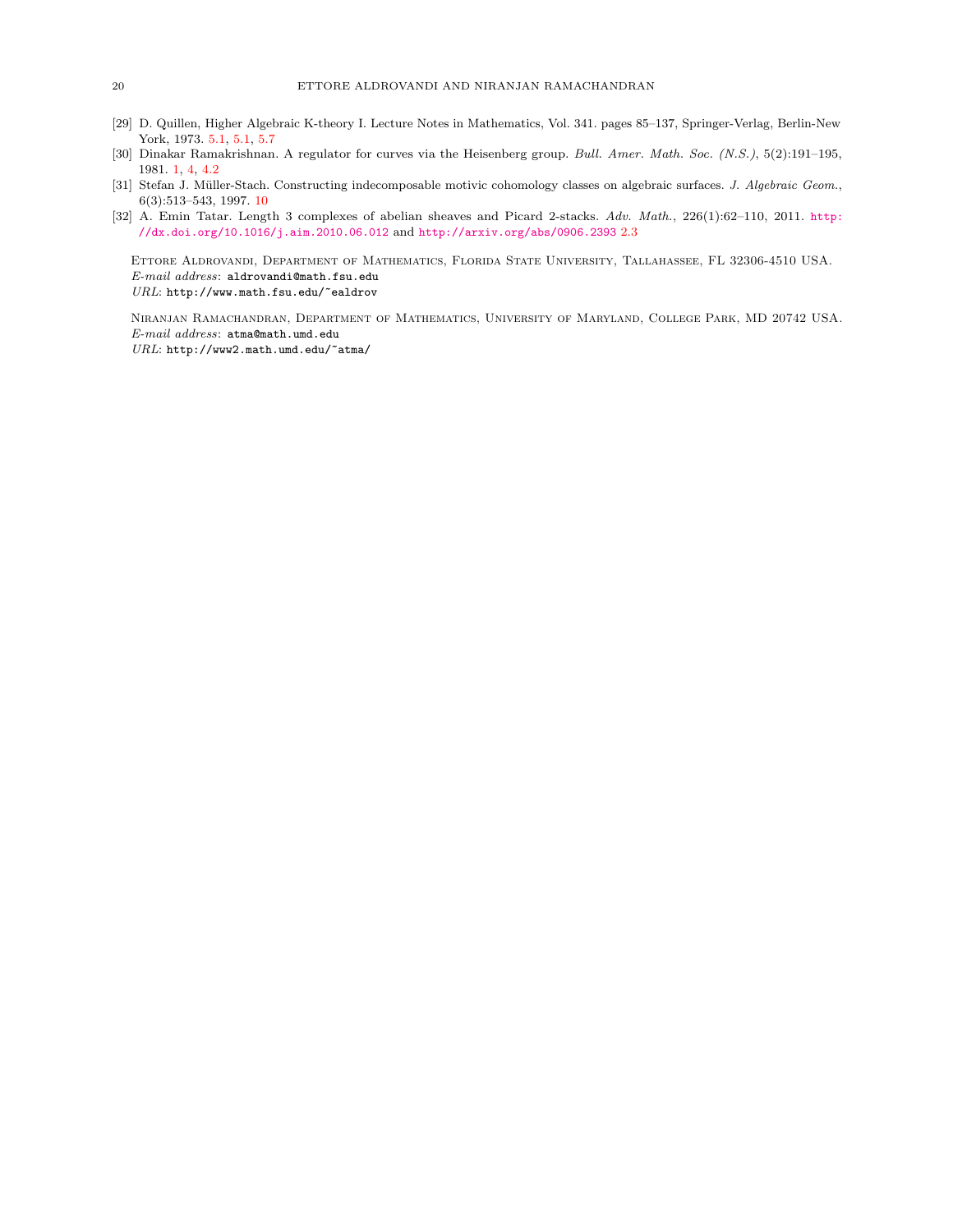[29] D. Quillen, Higher Algebraic K-theory I. Lecture Notes in Mathematics, Vol. 341. pages 85–137, Springer-Verlag, Berlin-New York, 1973. 5.1, 5.1, 5.7

[30] Dinakar Ramakrishnan. A regulator for curves via the Heisenberg group. *Bull. Amer. Math. Soc. (N.S.)*, 5(2):191–195, 1981. 1, 4, 4.2

[31] Stefan J. Müller-Stach. Constructing indecomposable motivic cohomology classes on algebraic surfaces. *J. Algebraic Geom.*, 6(3):513–543, 1997. 10

[32] A. Emin Tatar. Length 3 complexes of abelian sheaves and Picard 2-stacks. *Adv. Math.*, 226(1):62–110, 2011. `http://dx.doi.org/10.1016/j.aim.2010.06.012` and `http://arxiv.org/abs/0906.2393` 2.3

Ettore Aldrovandi, Department of Mathematics, Florida State University, Tallahassee, FL 32306-4510 USA.
*E-mail address*: `aldrovandi@math.fsu.edu`
*URL*: `http://www.math.fsu.edu/~ealdrov`

Niranjan Ramachandran, Department of Mathematics, University of Maryland, College Park, MD 20742 USA.
*E-mail address*: `atma@math.umd.edu`
*URL*: `http://www2.math.umd.edu/~atma/`